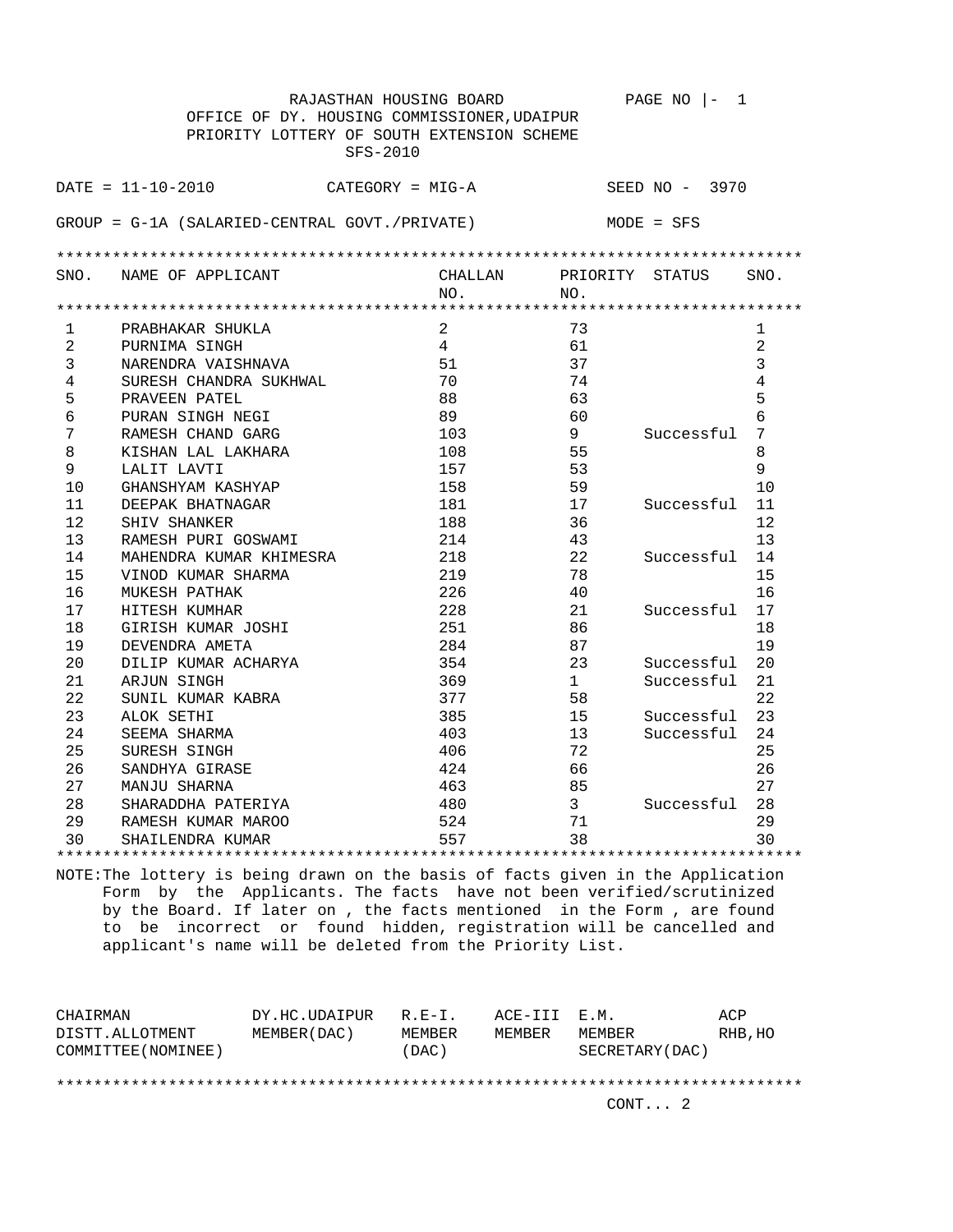RAJASTHAN HOUSING BOARD

OFFICE OF DY. HOUSING COMMISSIONER,UDAIPUR

PRIORITY LOTTERY OF SOUTH EXTENSION SCHEME

SFS-2010

DATE = 11-10-2010 CATEGORY = MIG-A SEED NO - 3970

GROUP = G-1A (SALARIED-CENTRAL GOVT./PRIVATE) MODE = SFS

| SNO. | NAME OF APPLICANT | CHALLAN NO. | PRIORITY NO. | STATUS | SNO. |
|---|---|---|---|---|---|
| 1 | PRABHAKAR SHUKLA | 2 | 73 | | 1 |
| 2 | PURNIMA SINGH | 4 | 61 | | 2 |
| 3 | NARENDRA VAISHNAVA | 51 | 37 | | 3 |
| 4 | SURESH CHANDRA SUKHWAL | 70 | 74 | | 4 |
| 5 | PRAVEEN PATEL | 88 | 63 | | 5 |
| 6 | PURAN SINGH NEGI | 89 | 60 | | 6 |
| 7 | RAMESH CHAND GARG | 103 | 9 | Successful | 7 |
| 8 | KISHAN LAL LAKHARA | 108 | 55 | | 8 |
| 9 | LALIT LAVTI | 157 | 53 | | 9 |
| 10 | GHANSHYAM KASHYAP | 158 | 59 | | 10 |
| 11 | DEEPAK BHATNAGAR | 181 | 17 | Successful | 11 |
| 12 | SHIV SHANKER | 188 | 36 | | 12 |
| 13 | RAMESH PURI GOSWAMI | 214 | 43 | | 13 |
| 14 | MAHENDRA KUMAR KHIMESRA | 218 | 22 | Successful | 14 |
| 15 | VINOD KUMAR SHARMA | 219 | 78 | | 15 |
| 16 | MUKESH PATHAK | 226 | 40 | | 16 |
| 17 | HITESH KUMHAR | 228 | 21 | Successful | 17 |
| 18 | GIRISH KUMAR JOSHI | 251 | 86 | | 18 |
| 19 | DEVENDRA AMETA | 284 | 87 | | 19 |
| 20 | DILIP KUMAR ACHARYA | 354 | 23 | Successful | 20 |
| 21 | ARJUN SINGH | 369 | 1 | Successful | 21 |
| 22 | SUNIL KUMAR KABRA | 377 | 58 | | 22 |
| 23 | ALOK SETHI | 385 | 15 | Successful | 23 |
| 24 | SEEMA SHARMA | 403 | 13 | Successful | 24 |
| 25 | SURESH SINGH | 406 | 72 | | 25 |
| 26 | SANDHYA GIRASE | 424 | 66 | | 26 |
| 27 | MANJU SHARNA | 463 | 85 | | 27 |
| 28 | SHARADDHA PATERIYA | 480 | 3 | Successful | 28 |
| 29 | RAMESH KUMAR MAROO | 524 | 71 | | 29 |
| 30 | SHAILENDRA KUMAR | 557 | 38 | | 30 |

NOTE:The lottery is being drawn on the basis of facts given in the Application Form by the Applicants. The facts have not been verified/scrutinized by the Board. If later on , the facts mentioned in the Form , are found to be incorrect or found hidden, registration will be cancelled and applicant's name will be deleted from the Priority List.

| CHAIRMAN DISTT.ALLOTMENT COMMITTEE(NOMINEE) | DY.HC.UDAIPUR MEMBER(DAC) | R.E-I. MEMBER (DAC) | ACE-III MEMBER | E.M. MEMBER SECRETARY(DAC) | ACP RHB,HO |
|---|---|---|---|---|---|

CONT... 2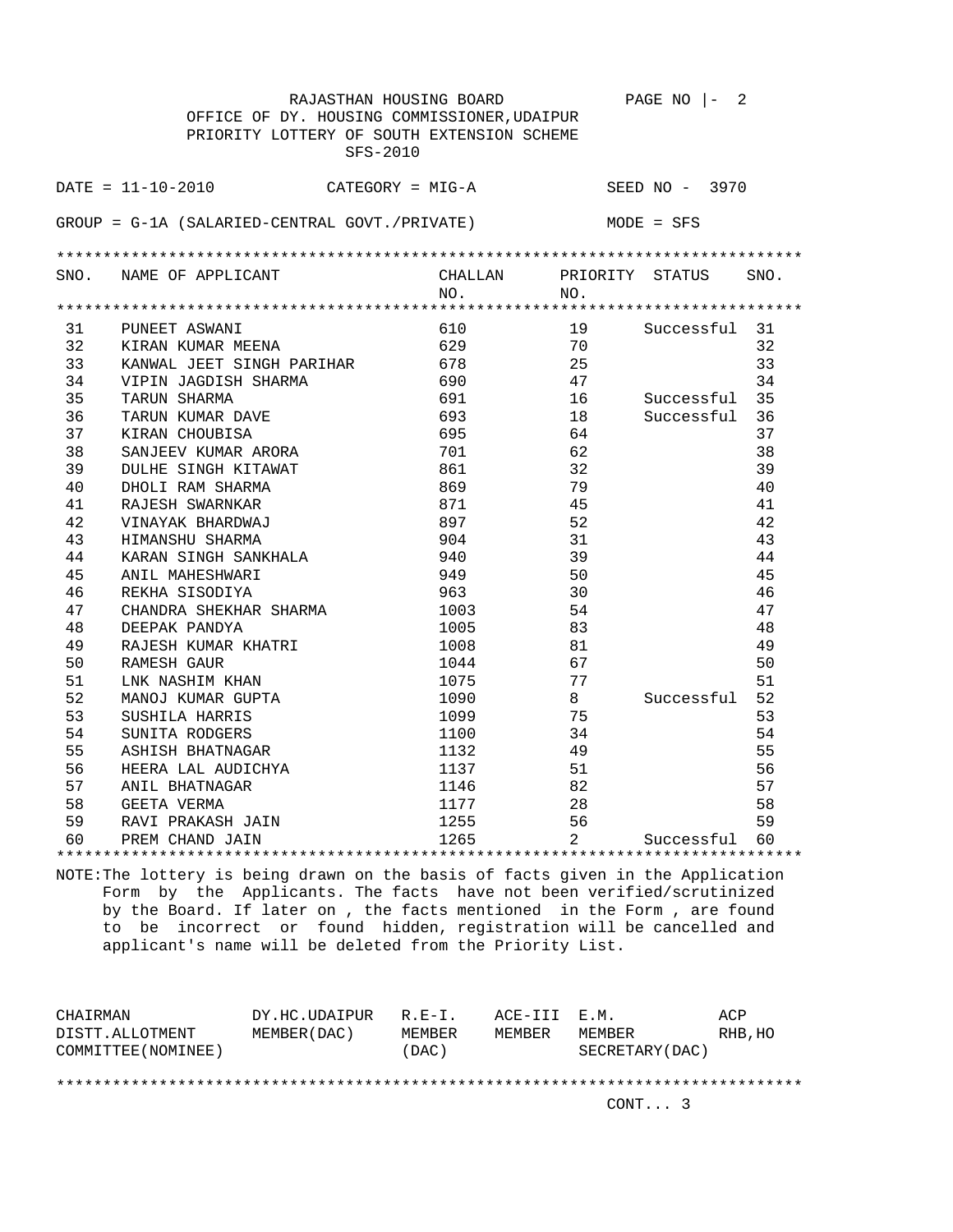RAJASTHAN HOUSING BOARD

OFFICE OF DY. HOUSING COMMISSIONER,UDAIPUR

PRIORITY LOTTERY OF SOUTH EXTENSION SCHEME

SFS-2010

DATE = 11-10-2010 CATEGORY = MIG-A SEED NO - 3970

GROUP = G-1A (SALARIED-CENTRAL GOVT./PRIVATE) MODE = SFS

| SNO. | NAME OF APPLICANT | CHALLAN NO. | PRIORITY NO. | STATUS | SNO. |
|---|---|---|---|---|---|
| 31 | PUNEET ASWANI | 610 | 19 | Successful | 31 |
| 32 | KIRAN KUMAR MEENA | 629 | 70 | | 32 |
| 33 | KANWAL JEET SINGH PARIHAR | 678 | 25 | | 33 |
| 34 | VIPIN JAGDISH SHARMA | 690 | 47 | | 34 |
| 35 | TARUN SHARMA | 691 | 16 | Successful | 35 |
| 36 | TARUN KUMAR DAVE | 693 | 18 | Successful | 36 |
| 37 | KIRAN CHOUBISA | 695 | 64 | | 37 |
| 38 | SANJEEV KUMAR ARORA | 701 | 62 | | 38 |
| 39 | DULHE SINGH KITAWAT | 861 | 32 | | 39 |
| 40 | DHOLI RAM SHARMA | 869 | 79 | | 40 |
| 41 | RAJESH SWARNKAR | 871 | 45 | | 41 |
| 42 | VINAYAK BHARDWAJ | 897 | 52 | | 42 |
| 43 | HIMANSHU SHARMA | 904 | 31 | | 43 |
| 44 | KARAN SINGH SANKHALA | 940 | 39 | | 44 |
| 45 | ANIL MAHESHWARI | 949 | 50 | | 45 |
| 46 | REKHA SISODIYA | 963 | 30 | | 46 |
| 47 | CHANDRA SHEKHAR SHARMA | 1003 | 54 | | 47 |
| 48 | DEEPAK PANDYA | 1005 | 83 | | 48 |
| 49 | RAJESH KUMAR KHATRI | 1008 | 81 | | 49 |
| 50 | RAMESH GAUR | 1044 | 67 | | 50 |
| 51 | LNK NASHIM KHAN | 1075 | 77 | | 51 |
| 52 | MANOJ KUMAR GUPTA | 1090 | 8 | Successful | 52 |
| 53 | SUSHILA HARRIS | 1099 | 75 | | 53 |
| 54 | SUNITA RODGERS | 1100 | 34 | | 54 |
| 55 | ASHISH BHATNAGAR | 1132 | 49 | | 55 |
| 56 | HEERA LAL AUDICHYA | 1137 | 51 | | 56 |
| 57 | ANIL BHATNAGAR | 1146 | 82 | | 57 |
| 58 | GEETA VERMA | 1177 | 28 | | 58 |
| 59 | RAVI PRAKASH JAIN | 1255 | 56 | | 59 |
| 60 | PREM CHAND JAIN | 1265 | 2 | Successful | 60 |

NOTE:The lottery is being drawn on the basis of facts given in the Application Form by the Applicants. The facts have not been verified/scrutinized by the Board. If later on , the facts mentioned in the Form , are found to be incorrect or found hidden, registration will be cancelled and applicant's name will be deleted from the Priority List.

| CHAIRMAN DISTT.ALLOTMENT COMMITTEE(NOMINEE) | DY.HC.UDAIPUR MEMBER(DAC) | R.E-I. MEMBER (DAC) | ACE-III MEMBER | E.M. MEMBER SECRETARY(DAC) | ACP RHB,HO |
|---|---|---|---|---|---|

CONT... 3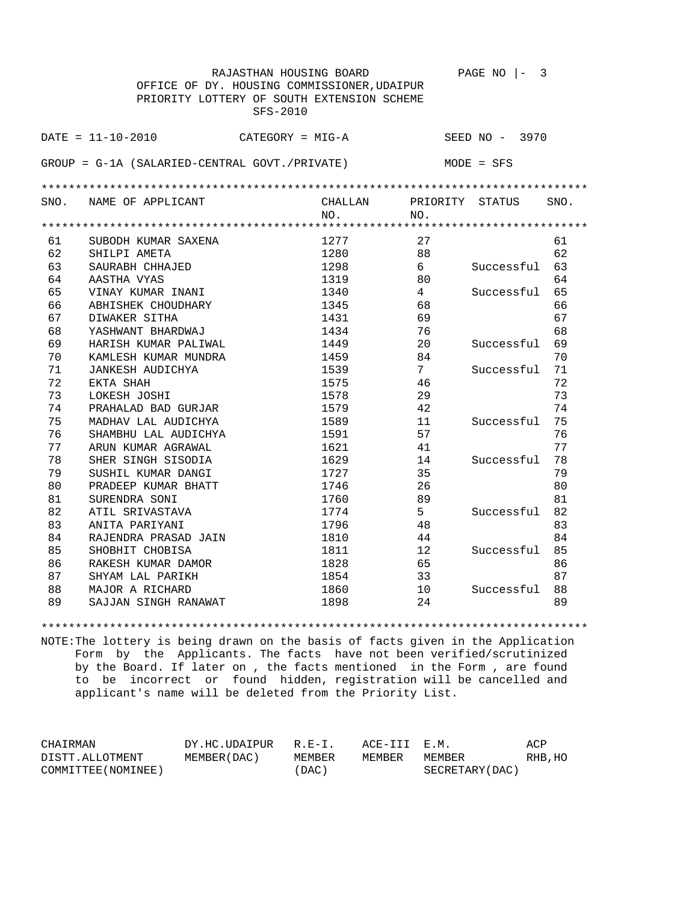RAJASTHAN HOUSING BOARD

OFFICE OF DY. HOUSING COMMISSIONER,UDAIPUR

PRIORITY LOTTERY OF SOUTH EXTENSION SCHEME

SFS-2010

DATE = 11-10-2010 CATEGORY = MIG-A SEED NO - 3970

GROUP = G-1A (SALARIED-CENTRAL GOVT./PRIVATE) MODE = SFS

| SNO. | NAME OF APPLICANT | CHALLAN NO. | PRIORITY NO. | STATUS | SNO. |
|---|---|---|---|---|---|
| 61 | SUBODH KUMAR SAXENA | 1277 | 27 | | 61 |
| 62 | SHILPI AMETA | 1280 | 88 | | 62 |
| 63 | SAURABH CHHAJED | 1298 | 6 | Successful | 63 |
| 64 | AASTHA VYAS | 1319 | 80 | | 64 |
| 65 | VINAY KUMAR INANI | 1340 | 4 | Successful | 65 |
| 66 | ABHISHEK CHOUDHARY | 1345 | 68 | | 66 |
| 67 | DIWAKER SITHA | 1431 | 69 | | 67 |
| 68 | YASHWANT BHARDWAJ | 1434 | 76 | | 68 |
| 69 | HARISH KUMAR PALIWAL | 1449 | 20 | Successful | 69 |
| 70 | KAMLESH KUMAR MUNDRA | 1459 | 84 | | 70 |
| 71 | JANKESH AUDICHYA | 1539 | 7 | Successful | 71 |
| 72 | EKTA SHAH | 1575 | 46 | | 72 |
| 73 | LOKESH JOSHI | 1578 | 29 | | 73 |
| 74 | PRAHALAD BAD GURJAR | 1579 | 42 | | 74 |
| 75 | MADHAV LAL AUDICHYA | 1589 | 11 | Successful | 75 |
| 76 | SHAMBHU LAL AUDICHYA | 1591 | 57 | | 76 |
| 77 | ARUN KUMAR AGRAWAL | 1621 | 41 | | 77 |
| 78 | SHER SINGH SISODIA | 1629 | 14 | Successful | 78 |
| 79 | SUSHIL KUMAR DANGI | 1727 | 35 | | 79 |
| 80 | PRADEEP KUMAR BHATT | 1746 | 26 | | 80 |
| 81 | SURENDRA SONI | 1760 | 89 | | 81 |
| 82 | ATIL SRIVASTAVA | 1774 | 5 | Successful | 82 |
| 83 | ANITA PARIYANI | 1796 | 48 | | 83 |
| 84 | RAJENDRA PRASAD JAIN | 1810 | 44 | | 84 |
| 85 | SHOBHIT CHOBISA | 1811 | 12 | Successful | 85 |
| 86 | RAKESH KUMAR DAMOR | 1828 | 65 | | 86 |
| 87 | SHYAM LAL PARIKH | 1854 | 33 | | 87 |
| 88 | MAJOR A RICHARD | 1860 | 10 | Successful | 88 |
| 89 | SAJJAN SINGH RANAWAT | 1898 | 24 | | 89 |

NOTE:The lottery is being drawn on the basis of facts given in the Application Form by the Applicants. The facts have not been verified/scrutinized by the Board. If later on , the facts mentioned in the Form , are found to be incorrect or found hidden, registration will be cancelled and applicant's name will be deleted from the Priority List.

| CHAIRMAN DISTT.ALLOTMENT COMMITTEE(NOMINEE) | DY.HC.UDAIPUR MEMBER(DAC) | R.E-I. MEMBER (DAC) | ACE-III MEMBER | E.M. MEMBER SECRETARY(DAC) | ACP RHB,HO |
|---|---|---|---|---|---|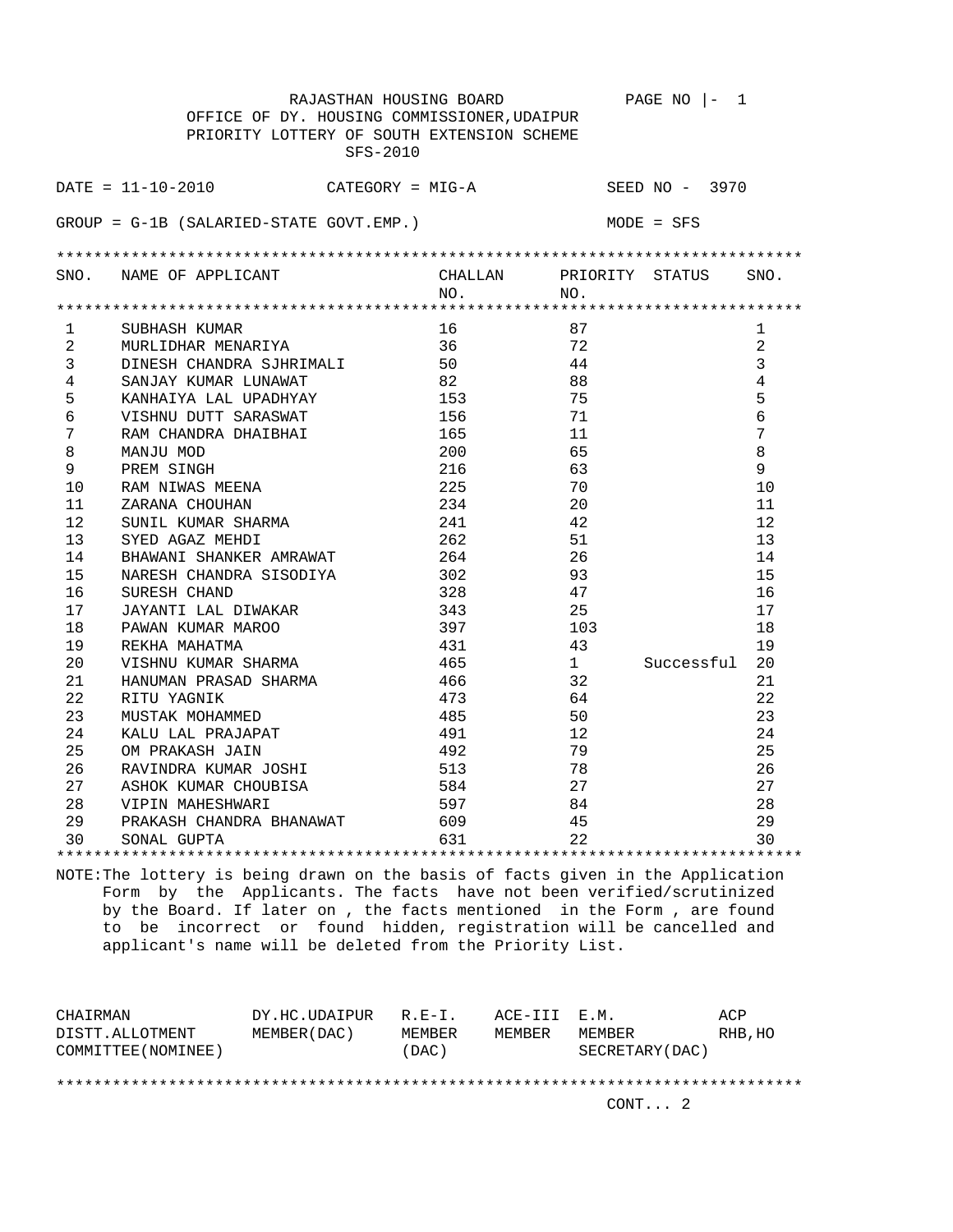RAJASTHAN HOUSING BOARD

OFFICE OF DY. HOUSING COMMISSIONER,UDAIPUR

PRIORITY LOTTERY OF SOUTH EXTENSION SCHEME

SFS-2010

DATE = 11-10-2010 CATEGORY = MIG-A SEED NO - 3970

GROUP = G-1B (SALARIED-STATE GOVT.EMP.) MODE = SFS

| SNO. | NAME OF APPLICANT | CHALLAN NO. | PRIORITY NO. | STATUS | SNO. |
|---|---|---|---|---|---|
| 1 | SUBHASH KUMAR | 16 | 87 | | 1 |
| 2 | MURLIDHAR MENARIYA | 36 | 72 | | 2 |
| 3 | DINESH CHANDRA SJHRIMALI | 50 | 44 | | 3 |
| 4 | SANJAY KUMAR LUNAWAT | 82 | 88 | | 4 |
| 5 | KANHAIYA LAL UPADHYAY | 153 | 75 | | 5 |
| 6 | VISHNU DUTT SARASWAT | 156 | 71 | | 6 |
| 7 | RAM CHANDRA DHAIBHAI | 165 | 11 | | 7 |
| 8 | MANJU MOD | 200 | 65 | | 8 |
| 9 | PREM SINGH | 216 | 63 | | 9 |
| 10 | RAM NIWAS MEENA | 225 | 70 | | 10 |
| 11 | ZARANA CHOUHAN | 234 | 20 | | 11 |
| 12 | SUNIL KUMAR SHARMA | 241 | 42 | | 12 |
| 13 | SYED AGAZ MEHDI | 262 | 51 | | 13 |
| 14 | BHAWANI SHANKER AMRAWAT | 264 | 26 | | 14 |
| 15 | NARESH CHANDRA SISODIYA | 302 | 93 | | 15 |
| 16 | SURESH CHAND | 328 | 47 | | 16 |
| 17 | JAYANTI LAL DIWAKAR | 343 | 25 | | 17 |
| 18 | PAWAN KUMAR MAROO | 397 | 103 | | 18 |
| 19 | REKHA MAHATMA | 431 | 43 | | 19 |
| 20 | VISHNU KUMAR SHARMA | 465 | 1 | Successful | 20 |
| 21 | HANUMAN PRASAD SHARMA | 466 | 32 | | 21 |
| 22 | RITU YAGNIK | 473 | 64 | | 22 |
| 23 | MUSTAK MOHAMMED | 485 | 50 | | 23 |
| 24 | KALU LAL PRAJAPAT | 491 | 12 | | 24 |
| 25 | OM PRAKASH JAIN | 492 | 79 | | 25 |
| 26 | RAVINDRA KUMAR JOSHI | 513 | 78 | | 26 |
| 27 | ASHOK KUMAR CHOUBISA | 584 | 27 | | 27 |
| 28 | VIPIN MAHESHWARI | 597 | 84 | | 28 |
| 29 | PRAKASH CHANDRA BHANAWAT | 609 | 45 | | 29 |
| 30 | SONAL GUPTA | 631 | 22 | | 30 |

NOTE:The lottery is being drawn on the basis of facts given in the Application Form by the Applicants. The facts have not been verified/scrutinized by the Board. If later on , the facts mentioned in the Form , are found to be incorrect or found hidden, registration will be cancelled and applicant's name will be deleted from the Priority List.

| CHAIRMAN DISTT.ALLOTMENT COMMITTEE(NOMINEE) | DY.HC.UDAIPUR MEMBER(DAC) | R.E-I. MEMBER (DAC) | ACE-III MEMBER | E.M. MEMBER SECRETARY(DAC) | ACP RHB,HO |
|---|---|---|---|---|---|

CONT... 2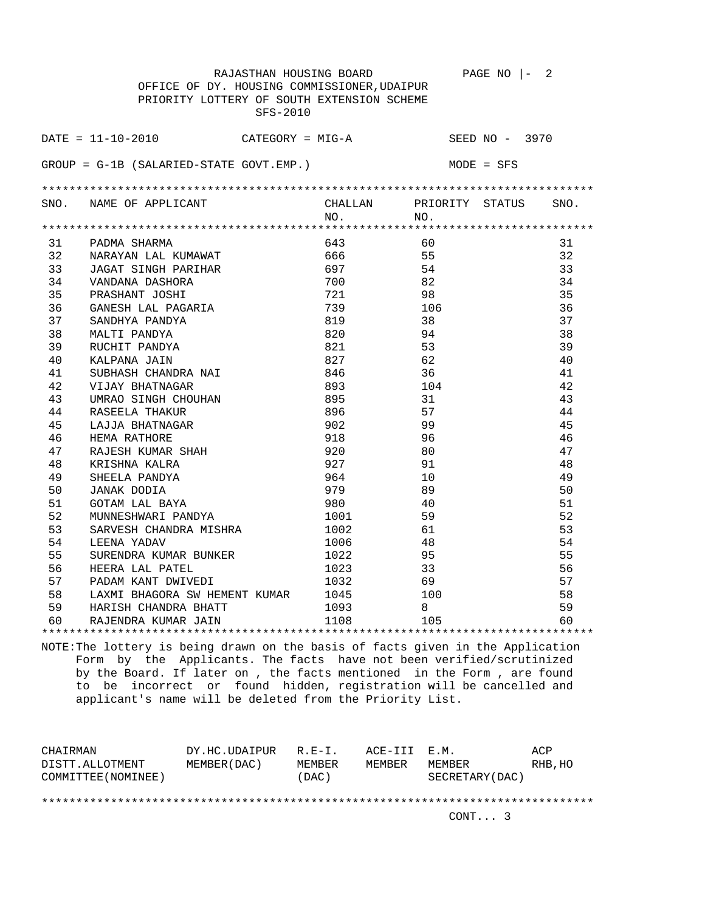RAJASTHAN HOUSING BOARD

OFFICE OF DY. HOUSING COMMISSIONER,UDAIPUR

PRIORITY LOTTERY OF SOUTH EXTENSION SCHEME

SFS-2010

DATE = 11-10-2010 CATEGORY = MIG-A SEED NO - 3970

GROUP = G-1B (SALARIED-STATE GOVT.EMP.) MODE = SFS

| SNO. | NAME OF APPLICANT | CHALLAN NO. | PRIORITY NO. | STATUS | SNO. |
|---|---|---|---|---|---|
| 31 | PADMA SHARMA | 643 | 60 | | 31 |
| 32 | NARAYAN LAL KUMAWAT | 666 | 55 | | 32 |
| 33 | JAGAT SINGH PARIHAR | 697 | 54 | | 33 |
| 34 | VANDANA DASHORA | 700 | 82 | | 34 |
| 35 | PRASHANT JOSHI | 721 | 98 | | 35 |
| 36 | GANESH LAL PAGARIA | 739 | 106 | | 36 |
| 37 | SANDHYA PANDYA | 819 | 38 | | 37 |
| 38 | MALTI PANDYA | 820 | 94 | | 38 |
| 39 | RUCHIT PANDYA | 821 | 53 | | 39 |
| 40 | KALPANA JAIN | 827 | 62 | | 40 |
| 41 | SUBHASH CHANDRA NAI | 846 | 36 | | 41 |
| 42 | VIJAY BHATNAGAR | 893 | 104 | | 42 |
| 43 | UMRAO SINGH CHOUHAN | 895 | 31 | | 43 |
| 44 | RASEELA THAKUR | 896 | 57 | | 44 |
| 45 | LAJJA BHATNAGAR | 902 | 99 | | 45 |
| 46 | HEMA RATHORE | 918 | 96 | | 46 |
| 47 | RAJESH KUMAR SHAH | 920 | 80 | | 47 |
| 48 | KRISHNA KALRA | 927 | 91 | | 48 |
| 49 | SHEELA PANDYA | 964 | 10 | | 49 |
| 50 | JANAK DODIA | 979 | 89 | | 50 |
| 51 | GOTAM LAL BAYA | 980 | 40 | | 51 |
| 52 | MUNNESHWARI PANDYA | 1001 | 59 | | 52 |
| 53 | SARVESH CHANDRA MISHRA | 1002 | 61 | | 53 |
| 54 | LEENA YADAV | 1006 | 48 | | 54 |
| 55 | SURENDRA KUMAR BUNKER | 1022 | 95 | | 55 |
| 56 | HEERA LAL PATEL | 1023 | 33 | | 56 |
| 57 | PADAM KANT DWIVEDI | 1032 | 69 | | 57 |
| 58 | LAXMI BHAGORA SW HEMENT KUMAR | 1045 | 100 | | 58 |
| 59 | HARISH CHANDRA BHATT | 1093 | 8 | | 59 |
| 60 | RAJENDRA KUMAR JAIN | 1108 | 105 | | 60 |

NOTE:The lottery is being drawn on the basis of facts given in the Application Form by the Applicants. The facts have not been verified/scrutinized by the Board. If later on , the facts mentioned in the Form , are found to be incorrect or found hidden, registration will be cancelled and applicant's name will be deleted from the Priority List.

| CHAIRMAN DISTT.ALLOTMENT COMMITTEE(NOMINEE) | DY.HC.UDAIPUR MEMBER(DAC) | R.E-I. MEMBER (DAC) | ACE-III MEMBER | E.M. MEMBER SECRETARY(DAC) | ACP RHB,HO |
|---|---|---|---|---|---|

CONT... 3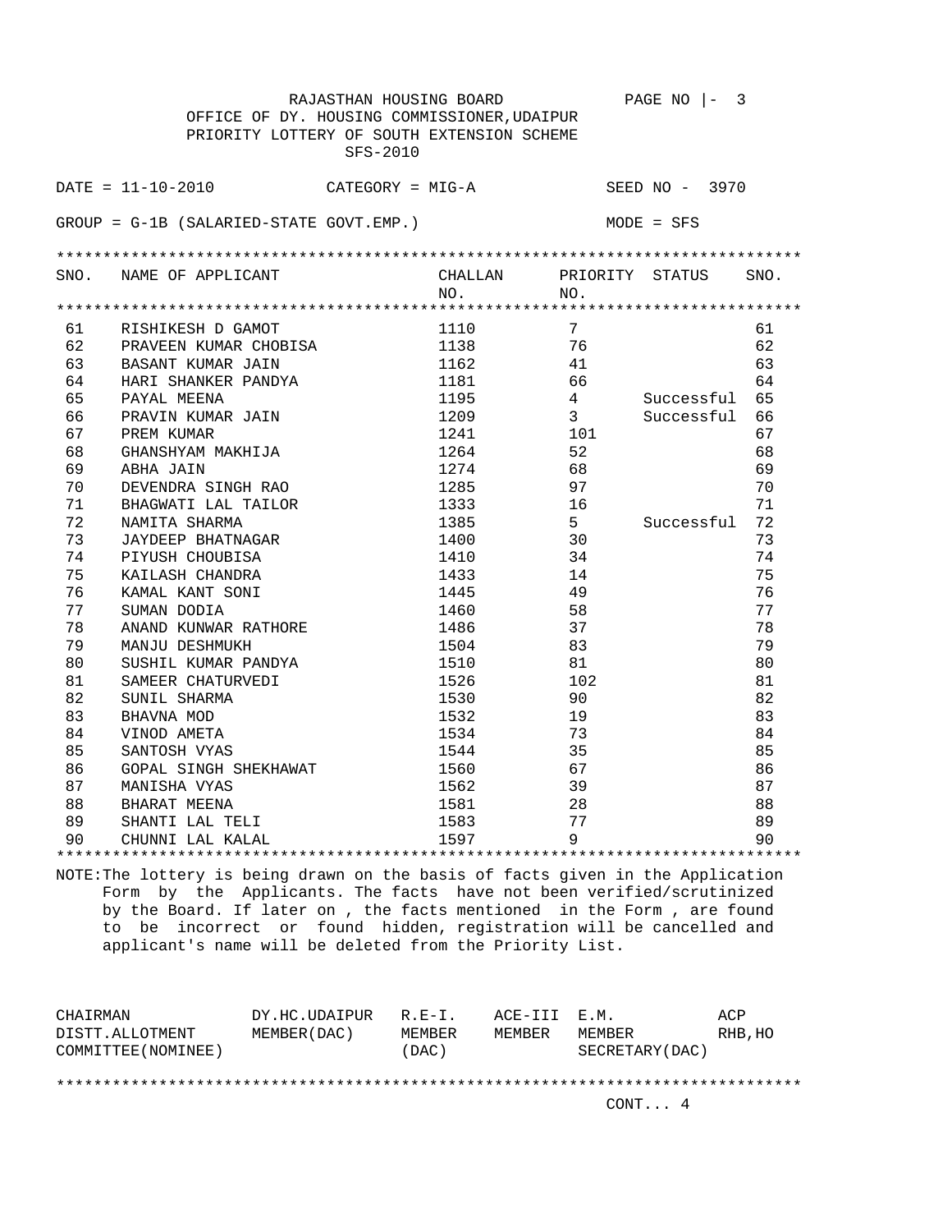RAJASTHAN HOUSING BOARD PAGE NO |- 3

OFFICE OF DY. HOUSING COMMISSIONER,UDAIPUR

PRIORITY LOTTERY OF SOUTH EXTENSION SCHEME

SFS-2010

DATE = 11-10-2010 CATEGORY = MIG-A SEED NO - 3970

GROUP = G-1B (SALARIED-STATE GOVT.EMP.) MODE = SFS

| SNO. | NAME OF APPLICANT | CHALLAN NO. | PRIORITY NO. | STATUS | SNO. |
|---|---|---|---|---|---|
| 61 | RISHIKESH D GAMOT | 1110 | 7 | | 61 |
| 62 | PRAVEEN KUMAR CHOBISA | 1138 | 76 | | 62 |
| 63 | BASANT KUMAR JAIN | 1162 | 41 | | 63 |
| 64 | HARI SHANKER PANDYA | 1181 | 66 | | 64 |
| 65 | PAYAL MEENA | 1195 | 4 | Successful | 65 |
| 66 | PRAVIN KUMAR JAIN | 1209 | 3 | Successful | 66 |
| 67 | PREM KUMAR | 1241 | 101 | | 67 |
| 68 | GHANSHYAM MAKHIJA | 1264 | 52 | | 68 |
| 69 | ABHA JAIN | 1274 | 68 | | 69 |
| 70 | DEVENDRA SINGH RAO | 1285 | 97 | | 70 |
| 71 | BHAGWATI LAL TAILOR | 1333 | 16 | | 71 |
| 72 | NAMITA SHARMA | 1385 | 5 | Successful | 72 |
| 73 | JAYDEEP BHATNAGAR | 1400 | 30 | | 73 |
| 74 | PIYUSH CHOUBISA | 1410 | 34 | | 74 |
| 75 | KAILASH CHANDRA | 1433 | 14 | | 75 |
| 76 | KAMAL KANT SONI | 1445 | 49 | | 76 |
| 77 | SUMAN DODIA | 1460 | 58 | | 77 |
| 78 | ANAND KUNWAR RATHORE | 1486 | 37 | | 78 |
| 79 | MANJU DESHMUKH | 1504 | 83 | | 79 |
| 80 | SUSHIL KUMAR PANDYA | 1510 | 81 | | 80 |
| 81 | SAMEER CHATURVEDI | 1526 | 102 | | 81 |
| 82 | SUNIL SHARMA | 1530 | 90 | | 82 |
| 83 | BHAVNA MOD | 1532 | 19 | | 83 |
| 84 | VINOD AMETA | 1534 | 73 | | 84 |
| 85 | SANTOSH VYAS | 1544 | 35 | | 85 |
| 86 | GOPAL SINGH SHEKHAWAT | 1560 | 67 | | 86 |
| 87 | MANISHA VYAS | 1562 | 39 | | 87 |
| 88 | BHARAT MEENA | 1581 | 28 | | 88 |
| 89 | SHANTI LAL TELI | 1583 | 77 | | 89 |
| 90 | CHUNNI LAL KALAL | 1597 | 9 | | 90 |

NOTE:The lottery is being drawn on the basis of facts given in the Application Form by the Applicants. The facts have not been verified/scrutinized by the Board. If later on , the facts mentioned in the Form , are found to be incorrect or found hidden, registration will be cancelled and applicant's name will be deleted from the Priority List.

| CHAIRMAN DISTT.ALLOTMENT COMMITTEE(NOMINEE) | DY.HC.UDAIPUR MEMBER(DAC) | R.E-I. MEMBER (DAC) | ACE-III MEMBER | E.M. MEMBER SECRETARY(DAC) | ACP RHB,HO |
|---|---|---|---|---|---|

CONT... 4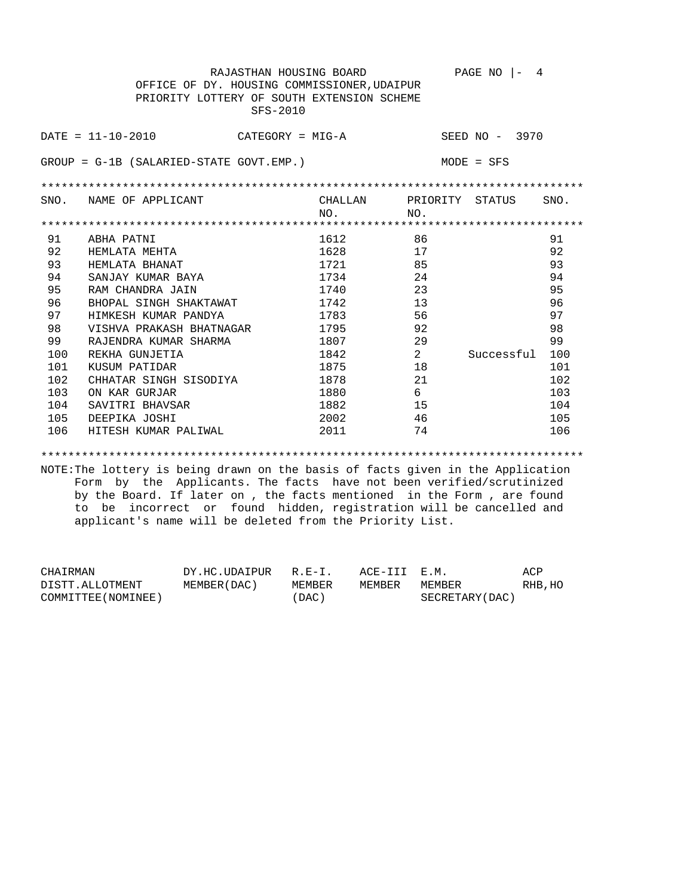RAJASTHAN HOUSING BOARD PAGE NO |- 4

OFFICE OF DY. HOUSING COMMISSIONER,UDAIPUR

PRIORITY LOTTERY OF SOUTH EXTENSION SCHEME

SFS-2010

DATE = 11-10-2010 CATEGORY = MIG-A SEED NO - 3970

GROUP = G-1B (SALARIED-STATE GOVT.EMP.) MODE = SFS

| SNO. | NAME OF APPLICANT | CHALLAN NO. | PRIORITY NO. | STATUS | SNO. |
|---|---|---|---|---|---|
| 91 | ABHA PATNI | 1612 | 86 | | 91 |
| 92 | HEMLATA MEHTA | 1628 | 17 | | 92 |
| 93 | HEMLATA BHANAT | 1721 | 85 | | 93 |
| 94 | SANJAY KUMAR BAYA | 1734 | 24 | | 94 |
| 95 | RAM CHANDRA JAIN | 1740 | 23 | | 95 |
| 96 | BHOPAL SINGH SHAKTAWAT | 1742 | 13 | | 96 |
| 97 | HIMKESH KUMAR PANDYA | 1783 | 56 | | 97 |
| 98 | VISHVA PRAKASH BHATNAGAR | 1795 | 92 | | 98 |
| 99 | RAJENDRA KUMAR SHARMA | 1807 | 29 | | 99 |
| 100 | REKHA GUNJETIA | 1842 | 2 | Successful | 100 |
| 101 | KUSUM PATIDAR | 1875 | 18 | | 101 |
| 102 | CHHATAR SINGH SISODIYA | 1878 | 21 | | 102 |
| 103 | ON KAR GURJAR | 1880 | 6 | | 103 |
| 104 | SAVITRI BHAVSAR | 1882 | 15 | | 104 |
| 105 | DEEPIKA JOSHI | 2002 | 46 | | 105 |
| 106 | HITESH KUMAR PALIWAL | 2011 | 74 | | 106 |

NOTE:The lottery is being drawn on the basis of facts given in the Application Form by the Applicants. The facts have not been verified/scrutinized by the Board. If later on , the facts mentioned in the Form , are found to be incorrect or found hidden, registration will be cancelled and applicant's name will be deleted from the Priority List.

| CHAIRMAN DISTT.ALLOTMENT COMMITTEE(NOMINEE) | DY.HC.UDAIPUR MEMBER(DAC) | R.E-I. MEMBER (DAC) | ACE-III MEMBER | E.M. MEMBER SECRETARY(DAC) | ACP RHB,HO |
|---|---|---|---|---|---|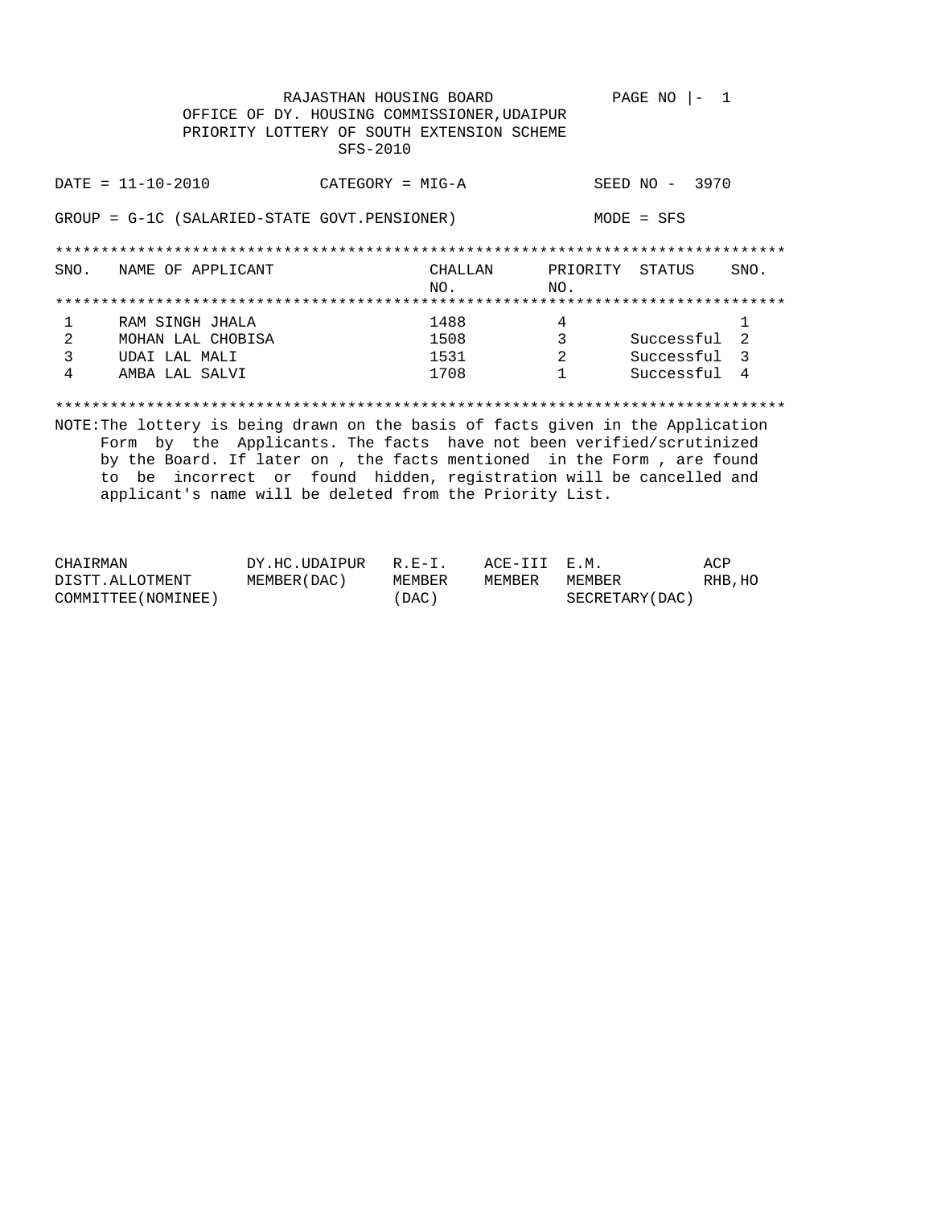RAJASTHAN HOUSING BOARD

OFFICE OF DY. HOUSING COMMISSIONER,UDAIPUR

PRIORITY LOTTERY OF SOUTH EXTENSION SCHEME

SFS-2010

PAGE NO |- 1

DATE = 11-10-2010 CATEGORY = MIG-A SEED NO - 3970

GROUP = G-1C (SALARIED-STATE GOVT.PENSIONER) MODE = SFS

| SNO. | NAME OF APPLICANT | CHALLAN NO. | PRIORITY NO. | STATUS | SNO. |
|---|---|---|---|---|---|
| 1 | RAM SINGH JHALA | 1488 | 4 | | 1 |
| 2 | MOHAN LAL CHOBISA | 1508 | 3 | Successful | 2 |
| 3 | UDAI LAL MALI | 1531 | 2 | Successful | 3 |
| 4 | AMBA LAL SALVI | 1708 | 1 | Successful | 4 |

NOTE:The lottery is being drawn on the basis of facts given in the Application Form by the Applicants. The facts have not been verified/scrutinized by the Board. If later on , the facts mentioned in the Form , are found to be incorrect or found hidden, registration will be cancelled and applicant's name will be deleted from the Priority List.

| CHAIRMAN DISTT.ALLOTMENT COMMITTEE(NOMINEE) | DY.HC.UDAIPUR MEMBER(DAC) | R.E-I. MEMBER (DAC) | ACE-III MEMBER | E.M. MEMBER SECRETARY(DAC) | ACP RHB,HO |
|---|---|---|---|---|---|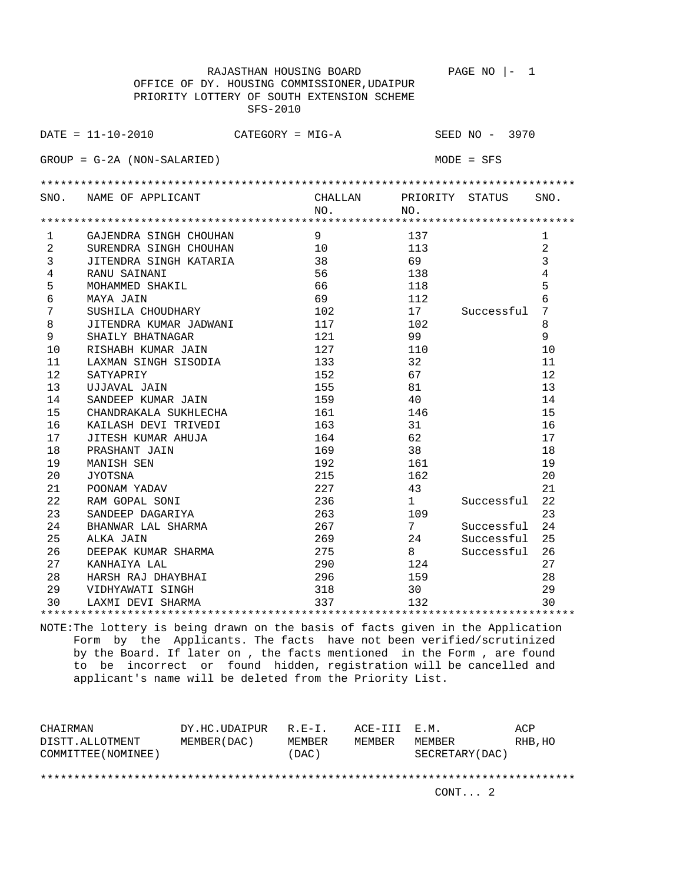RAJASTHAN HOUSING BOARD PAGE NO |- 1

OFFICE OF DY. HOUSING COMMISSIONER,UDAIPUR

PRIORITY LOTTERY OF SOUTH EXTENSION SCHEME

SFS-2010

DATE = 11-10-2010 CATEGORY = MIG-A SEED NO - 3970

GROUP = G-2A (NON-SALARIED) MODE = SFS

| SNO. | NAME OF APPLICANT | CHALLAN NO. | PRIORITY NO. | STATUS | SNO. |
|---|---|---|---|---|---|
| 1 | GAJENDRA SINGH CHOUHAN | 9 | 137 | | 1 |
| 2 | SURENDRA SINGH CHOUHAN | 10 | 113 | | 2 |
| 3 | JITENDRA SINGH KATARIA | 38 | 69 | | 3 |
| 4 | RANU SAINANI | 56 | 138 | | 4 |
| 5 | MOHAMMED SHAKIL | 66 | 118 | | 5 |
| 6 | MAYA JAIN | 69 | 112 | | 6 |
| 7 | SUSHILA CHOUDHARY | 102 | 17 | Successful | 7 |
| 8 | JITENDRA KUMAR JADWANI | 117 | 102 | | 8 |
| 9 | SHAILY BHATNAGAR | 121 | 99 | | 9 |
| 10 | RISHABH KUMAR JAIN | 127 | 110 | | 10 |
| 11 | LAXMAN SINGH SISODIA | 133 | 32 | | 11 |
| 12 | SATYAPRIY | 152 | 67 | | 12 |
| 13 | UJJAVAL JAIN | 155 | 81 | | 13 |
| 14 | SANDEEP KUMAR JAIN | 159 | 40 | | 14 |
| 15 | CHANDRAKALA SUKHLECHA | 161 | 146 | | 15 |
| 16 | KAILASH DEVI TRIVEDI | 163 | 31 | | 16 |
| 17 | JITESH KUMAR AHUJA | 164 | 62 | | 17 |
| 18 | PRASHANT JAIN | 169 | 38 | | 18 |
| 19 | MANISH SEN | 192 | 161 | | 19 |
| 20 | JYOTSNA | 215 | 162 | | 20 |
| 21 | POONAM YADAV | 227 | 43 | | 21 |
| 22 | RAM GOPAL SONI | 236 | 1 | Successful | 22 |
| 23 | SANDEEP DAGARIYA | 263 | 109 | | 23 |
| 24 | BHANWAR LAL SHARMA | 267 | 7 | Successful | 24 |
| 25 | ALKA JAIN | 269 | 24 | Successful | 25 |
| 26 | DEEPAK KUMAR SHARMA | 275 | 8 | Successful | 26 |
| 27 | KANHAIYA LAL | 290 | 124 | | 27 |
| 28 | HARSH RAJ DHAYBHAI | 296 | 159 | | 28 |
| 29 | VIDHYAWATI SINGH | 318 | 30 | | 29 |
| 30 | LAXMI DEVI SHARMA | 337 | 132 | | 30 |

NOTE:The lottery is being drawn on the basis of facts given in the Application Form by the Applicants. The facts have not been verified/scrutinized by the Board. If later on , the facts mentioned in the Form , are found to be incorrect or found hidden, registration will be cancelled and applicant's name will be deleted from the Priority List.

| CHAIRMAN DISTT.ALLOTMENT COMMITTEE(NOMINEE) | DY.HC.UDAIPUR MEMBER(DAC) | R.E-I. MEMBER (DAC) | ACE-III MEMBER | E.M. MEMBER SECRETARY(DAC) | ACP RHB,HO |
|---|---|---|---|---|---|

CONT... 2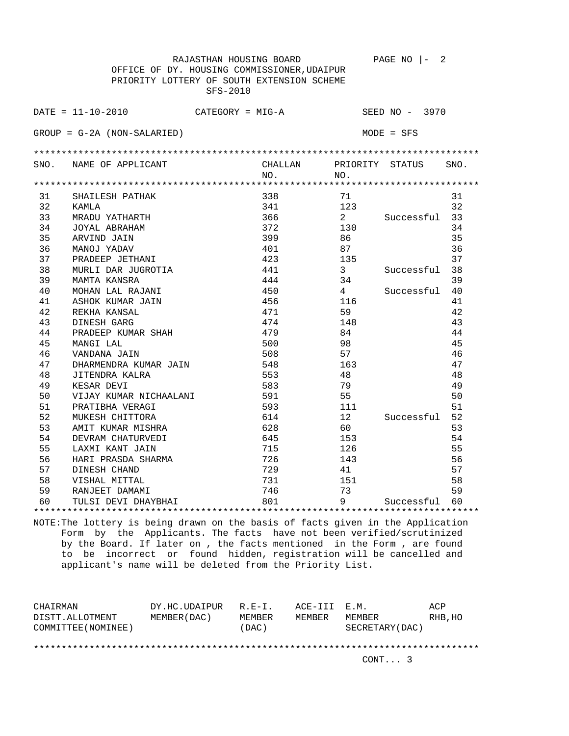RAJASTHAN HOUSING BOARD PAGE NO |- 2

OFFICE OF DY. HOUSING COMMISSIONER,UDAIPUR

PRIORITY LOTTERY OF SOUTH EXTENSION SCHEME

SFS-2010

DATE = 11-10-2010 CATEGORY = MIG-A SEED NO - 3970

GROUP = G-2A (NON-SALARIED) MODE = SFS

| SNO. | NAME OF APPLICANT | CHALLAN NO. | PRIORITY NO. | STATUS | SNO. |
|---|---|---|---|---|---|
| 31 | SHAILESH PATHAK | 338 | 71 | | 31 |
| 32 | KAMLA | 341 | 123 | | 32 |
| 33 | MRADU YATHARTH | 366 | 2 | Successful | 33 |
| 34 | JOYAL ABRAHAM | 372 | 130 | | 34 |
| 35 | ARVIND JAIN | 399 | 86 | | 35 |
| 36 | MANOJ YADAV | 401 | 87 | | 36 |
| 37 | PRADEEP JETHANI | 423 | 135 | | 37 |
| 38 | MURLI DAR JUGROTIA | 441 | 3 | Successful | 38 |
| 39 | MAMTA KANSRA | 444 | 34 | | 39 |
| 40 | MOHAN LAL RAJANI | 450 | 4 | Successful | 40 |
| 41 | ASHOK KUMAR JAIN | 456 | 116 | | 41 |
| 42 | REKHA KANSAL | 471 | 59 | | 42 |
| 43 | DINESH GARG | 474 | 148 | | 43 |
| 44 | PRADEEP KUMAR SHAH | 479 | 84 | | 44 |
| 45 | MANGI LAL | 500 | 98 | | 45 |
| 46 | VANDANA JAIN | 508 | 57 | | 46 |
| 47 | DHARMENDRA KUMAR JAIN | 548 | 163 | | 47 |
| 48 | JITENDRA KALRA | 553 | 48 | | 48 |
| 49 | KESAR DEVI | 583 | 79 | | 49 |
| 50 | VIJAY KUMAR NICHAALANI | 591 | 55 | | 50 |
| 51 | PRATIBHA VERAGI | 593 | 111 | | 51 |
| 52 | MUKESH CHITTORA | 614 | 12 | Successful | 52 |
| 53 | AMIT KUMAR MISHRA | 628 | 60 | | 53 |
| 54 | DEVRAM CHATURVEDI | 645 | 153 | | 54 |
| 55 | LAXMI KANT JAIN | 715 | 126 | | 55 |
| 56 | HARI PRASDA SHARMA | 726 | 143 | | 56 |
| 57 | DINESH CHAND | 729 | 41 | | 57 |
| 58 | VISHAL MITTAL | 731 | 151 | | 58 |
| 59 | RANJEET DAMAMI | 746 | 73 | | 59 |
| 60 | TULSI DEVI DHAYBHAI | 801 | 9 | Successful | 60 |

NOTE:The lottery is being drawn on the basis of facts given in the Application Form by the Applicants. The facts have not been verified/scrutinized by the Board. If later on , the facts mentioned in the Form , are found to be incorrect or found hidden, registration will be cancelled and applicant's name will be deleted from the Priority List.

| CHAIRMAN DISTT.ALLOTMENT COMMITTEE(NOMINEE) | DY.HC.UDAIPUR MEMBER(DAC) | R.E-I. MEMBER (DAC) | ACE-III MEMBER | E.M. MEMBER SECRETARY(DAC) | ACP RHB,HO |
|---|---|---|---|---|---|

CONT... 3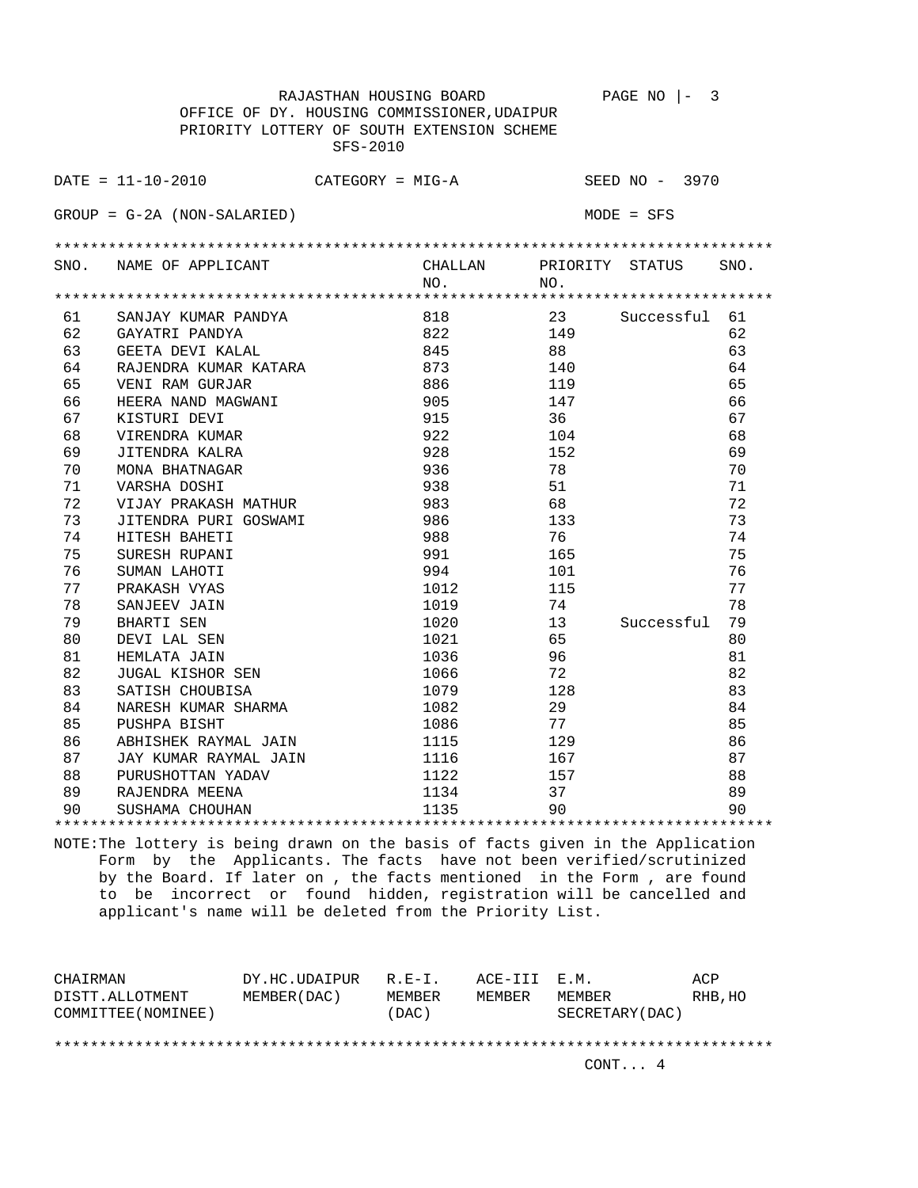RAJASTHAN HOUSING BOARD

OFFICE OF DY. HOUSING COMMISSIONER,UDAIPUR

PRIORITY LOTTERY OF SOUTH EXTENSION SCHEME

SFS-2010

DATE = 11-10-2010 CATEGORY = MIG-A SEED NO - 3970

GROUP = G-2A (NON-SALARIED) MODE = SFS

| SNO. | NAME OF APPLICANT | CHALLAN NO. | PRIORITY NO. | STATUS | SNO. |
|---|---|---|---|---|---|
| 61 | SANJAY KUMAR PANDYA | 818 | 23 | Successful | 61 |
| 62 | GAYATRI PANDYA | 822 | 149 | | 62 |
| 63 | GEETA DEVI KALAL | 845 | 88 | | 63 |
| 64 | RAJENDRA KUMAR KATARA | 873 | 140 | | 64 |
| 65 | VENI RAM GURJAR | 886 | 119 | | 65 |
| 66 | HEERA NAND MAGWANI | 905 | 147 | | 66 |
| 67 | KISTURI DEVI | 915 | 36 | | 67 |
| 68 | VIRENDRA KUMAR | 922 | 104 | | 68 |
| 69 | JITENDRA KALRA | 928 | 152 | | 69 |
| 70 | MONA BHATNAGAR | 936 | 78 | | 70 |
| 71 | VARSHA DOSHI | 938 | 51 | | 71 |
| 72 | VIJAY PRAKASH MATHUR | 983 | 68 | | 72 |
| 73 | JITENDRA PURI GOSWAMI | 986 | 133 | | 73 |
| 74 | HITESH BAHETI | 988 | 76 | | 74 |
| 75 | SURESH RUPANI | 991 | 165 | | 75 |
| 76 | SUMAN LAHOTI | 994 | 101 | | 76 |
| 77 | PRAKASH VYAS | 1012 | 115 | | 77 |
| 78 | SANJEEV JAIN | 1019 | 74 | | 78 |
| 79 | BHARTI SEN | 1020 | 13 | Successful | 79 |
| 80 | DEVI LAL SEN | 1021 | 65 | | 80 |
| 81 | HEMLATA JAIN | 1036 | 96 | | 81 |
| 82 | JUGAL KISHOR SEN | 1066 | 72 | | 82 |
| 83 | SATISH CHOUBISA | 1079 | 128 | | 83 |
| 84 | NARESH KUMAR SHARMA | 1082 | 29 | | 84 |
| 85 | PUSHPA BISHT | 1086 | 77 | | 85 |
| 86 | ABHISHEK RAYMAL JAIN | 1115 | 129 | | 86 |
| 87 | JAY KUMAR RAYMAL JAIN | 1116 | 167 | | 87 |
| 88 | PURUSHOTTAN YADAV | 1122 | 157 | | 88 |
| 89 | RAJENDRA MEENA | 1134 | 37 | | 89 |
| 90 | SUSHAMA CHOUHAN | 1135 | 90 | | 90 |

NOTE:The lottery is being drawn on the basis of facts given in the Application Form by the Applicants. The facts have not been verified/scrutinized by the Board. If later on , the facts mentioned in the Form , are found to be incorrect or found hidden, registration will be cancelled and applicant's name will be deleted from the Priority List.

| CHAIRMAN DISTT.ALLOTMENT COMMITTEE(NOMINEE) | DY.HC.UDAIPUR MEMBER(DAC) | R.E-I. MEMBER (DAC) | ACE-III MEMBER | E.M. MEMBER SECRETARY(DAC) | ACP RHB,HO |
|---|---|---|---|---|---|

CONT... 4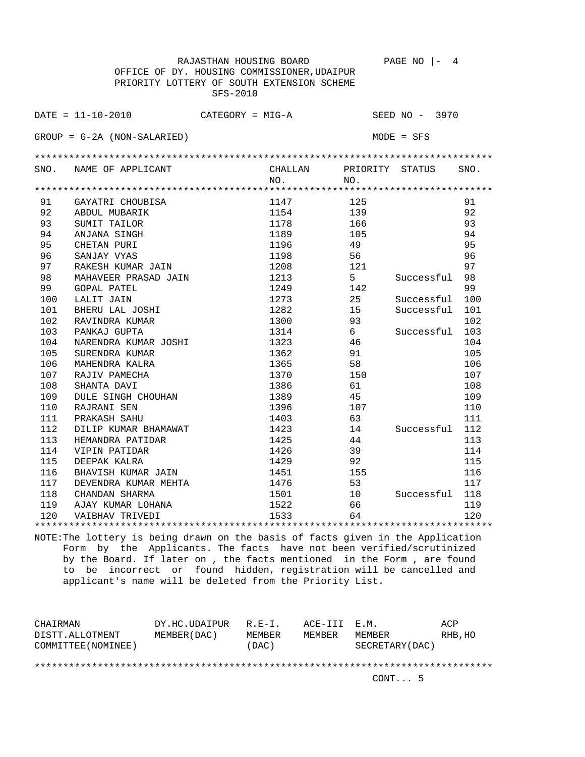RAJASTHAN HOUSING BOARD PAGE NO |- 4

OFFICE OF DY. HOUSING COMMISSIONER,UDAIPUR

PRIORITY LOTTERY OF SOUTH EXTENSION SCHEME

SFS-2010

DATE = 11-10-2010 CATEGORY = MIG-A SEED NO - 3970

GROUP = G-2A (NON-SALARIED) MODE = SFS

| SNO. | NAME OF APPLICANT | CHALLAN NO. | PRIORITY NO. | STATUS | SNO. |
|---|---|---|---|---|---|
| 91 | GAYATRI CHOUBISA | 1147 | 125 | | 91 |
| 92 | ABDUL MUBARIK | 1154 | 139 | | 92 |
| 93 | SUMIT TAILOR | 1178 | 166 | | 93 |
| 94 | ANJANA SINGH | 1189 | 105 | | 94 |
| 95 | CHETAN PURI | 1196 | 49 | | 95 |
| 96 | SANJAY VYAS | 1198 | 56 | | 96 |
| 97 | RAKESH KUMAR JAIN | 1208 | 121 | | 97 |
| 98 | MAHAVEER PRASAD JAIN | 1213 | 5 | Successful | 98 |
| 99 | GOPAL PATEL | 1249 | 142 | | 99 |
| 100 | LALIT JAIN | 1273 | 25 | Successful | 100 |
| 101 | BHERU LAL JOSHI | 1282 | 15 | Successful | 101 |
| 102 | RAVINDRA KUMAR | 1300 | 93 | | 102 |
| 103 | PANKAJ GUPTA | 1314 | 6 | Successful | 103 |
| 104 | NARENDRA KUMAR JOSHI | 1323 | 46 | | 104 |
| 105 | SURENDRA KUMAR | 1362 | 91 | | 105 |
| 106 | MAHENDRA KALRA | 1365 | 58 | | 106 |
| 107 | RAJIV PAMECHA | 1370 | 150 | | 107 |
| 108 | SHANTA DAVI | 1386 | 61 | | 108 |
| 109 | DULE SINGH CHOUHAN | 1389 | 45 | | 109 |
| 110 | RAJRANI SEN | 1396 | 107 | | 110 |
| 111 | PRAKASH SAHU | 1403 | 63 | | 111 |
| 112 | DILIP KUMAR BHAMAWAT | 1423 | 14 | Successful | 112 |
| 113 | HEMANDRA PATIDAR | 1425 | 44 | | 113 |
| 114 | VIPIN PATIDAR | 1426 | 39 | | 114 |
| 115 | DEEPAK KALRA | 1429 | 92 | | 115 |
| 116 | BHAVISH KUMAR JAIN | 1451 | 155 | | 116 |
| 117 | DEVENDRA KUMAR MEHTA | 1476 | 53 | | 117 |
| 118 | CHANDAN SHARMA | 1501 | 10 | Successful | 118 |
| 119 | AJAY KUMAR LOHANA | 1522 | 66 | | 119 |
| 120 | VAIBHAV TRIVEDI | 1533 | 64 | | 120 |

NOTE:The lottery is being drawn on the basis of facts given in the Application Form by the Applicants. The facts have not been verified/scrutinized by the Board. If later on , the facts mentioned in the Form , are found to be incorrect or found hidden, registration will be cancelled and applicant's name will be deleted from the Priority List.

| CHAIRMAN DISTT.ALLOTMENT COMMITTEE(NOMINEE) | DY.HC.UDAIPUR MEMBER(DAC) | R.E-I. MEMBER (DAC) | ACE-III MEMBER | E.M. MEMBER SECRETARY(DAC) | ACP RHB,HO |
|---|---|---|---|---|---|

CONT... 5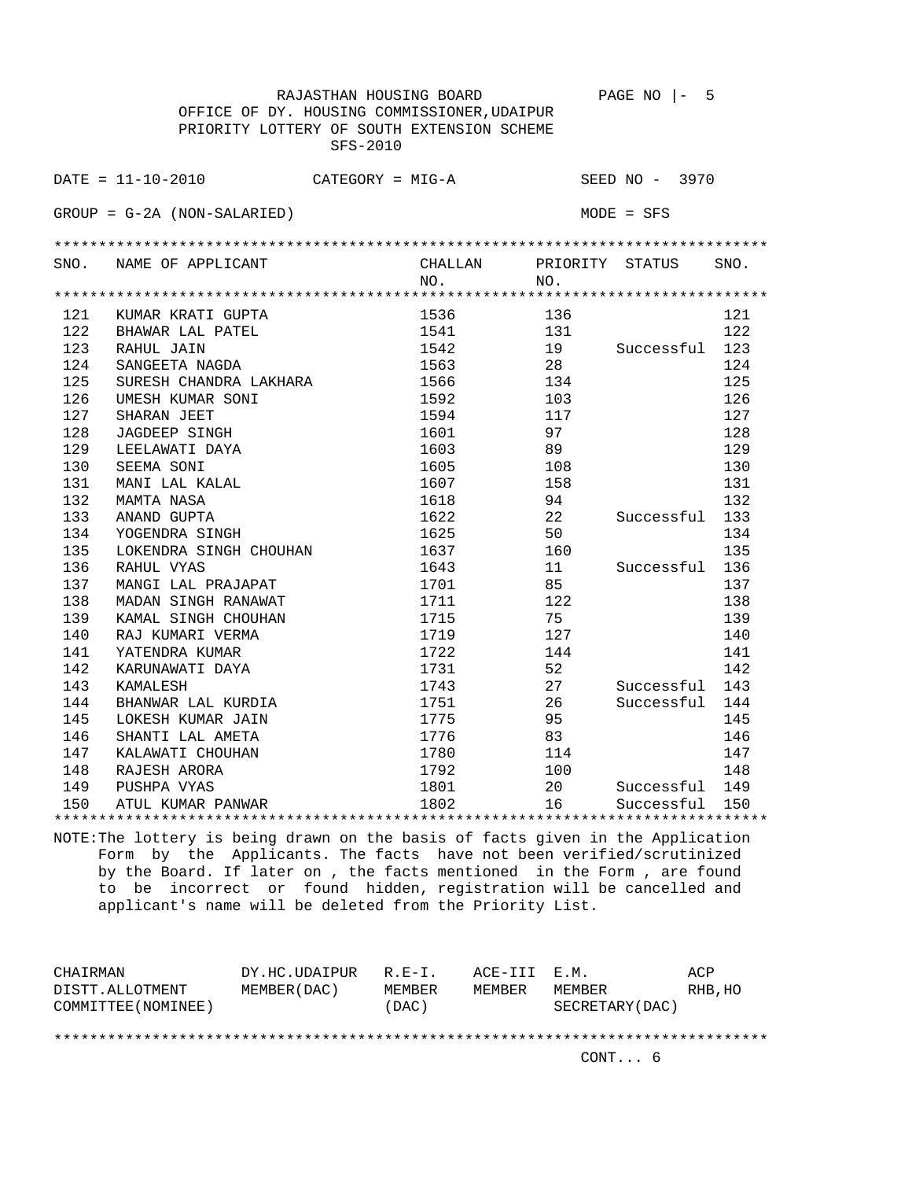RAJASTHAN HOUSING BOARD PAGE NO |- 5

OFFICE OF DY. HOUSING COMMISSIONER,UDAIPUR

PRIORITY LOTTERY OF SOUTH EXTENSION SCHEME

SFS-2010

DATE = 11-10-2010 CATEGORY = MIG-A SEED NO - 3970

GROUP = G-2A (NON-SALARIED) MODE = SFS

| SNO. | NAME OF APPLICANT | CHALLAN NO. | PRIORITY NO. | STATUS | SNO. |
|---|---|---|---|---|---|
| 121 | KUMAR KRATI GUPTA | 1536 | 136 | | 121 |
| 122 | BHAWAR LAL PATEL | 1541 | 131 | | 122 |
| 123 | RAHUL JAIN | 1542 | 19 | Successful | 123 |
| 124 | SANGEETA NAGDA | 1563 | 28 | | 124 |
| 125 | SURESH CHANDRA LAKHARA | 1566 | 134 | | 125 |
| 126 | UMESH KUMAR SONI | 1592 | 103 | | 126 |
| 127 | SHARAN JEET | 1594 | 117 | | 127 |
| 128 | JAGDEEP SINGH | 1601 | 97 | | 128 |
| 129 | LEELAWATI DAYA | 1603 | 89 | | 129 |
| 130 | SEEMA SONI | 1605 | 108 | | 130 |
| 131 | MANI LAL KALAL | 1607 | 158 | | 131 |
| 132 | MAMTA NASA | 1618 | 94 | | 132 |
| 133 | ANAND GUPTA | 1622 | 22 | Successful | 133 |
| 134 | YOGENDRA SINGH | 1625 | 50 | | 134 |
| 135 | LOKENDRA SINGH CHOUHAN | 1637 | 160 | | 135 |
| 136 | RAHUL VYAS | 1643 | 11 | Successful | 136 |
| 137 | MANGI LAL PRAJAPAT | 1701 | 85 | | 137 |
| 138 | MADAN SINGH RANAWAT | 1711 | 122 | | 138 |
| 139 | KAMAL SINGH CHOUHAN | 1715 | 75 | | 139 |
| 140 | RAJ KUMARI VERMA | 1719 | 127 | | 140 |
| 141 | YATENDRA KUMAR | 1722 | 144 | | 141 |
| 142 | KARUNAWATI DAYA | 1731 | 52 | | 142 |
| 143 | KAMALESH | 1743 | 27 | Successful | 143 |
| 144 | BHANWAR LAL KURDIA | 1751 | 26 | Successful | 144 |
| 145 | LOKESH KUMAR JAIN | 1775 | 95 | | 145 |
| 146 | SHANTI LAL AMETA | 1776 | 83 | | 146 |
| 147 | KALAWATI CHOUHAN | 1780 | 114 | | 147 |
| 148 | RAJESH ARORA | 1792 | 100 | | 148 |
| 149 | PUSHPA VYAS | 1801 | 20 | Successful | 149 |
| 150 | ATUL KUMAR PANWAR | 1802 | 16 | Successful | 150 |

NOTE:The lottery is being drawn on the basis of facts given in the Application Form by the Applicants. The facts have not been verified/scrutinized by the Board. If later on , the facts mentioned in the Form , are found to be incorrect or found hidden, registration will be cancelled and applicant's name will be deleted from the Priority List.

| CHAIRMAN DISTT.ALLOTMENT COMMITTEE(NOMINEE) | DY.HC.UDAIPUR MEMBER(DAC) | R.E-I. MEMBER (DAC) | ACE-III MEMBER | E.M. MEMBER SECRETARY(DAC) | ACP RHB,HO |
|---|---|---|---|---|---|

CONT... 6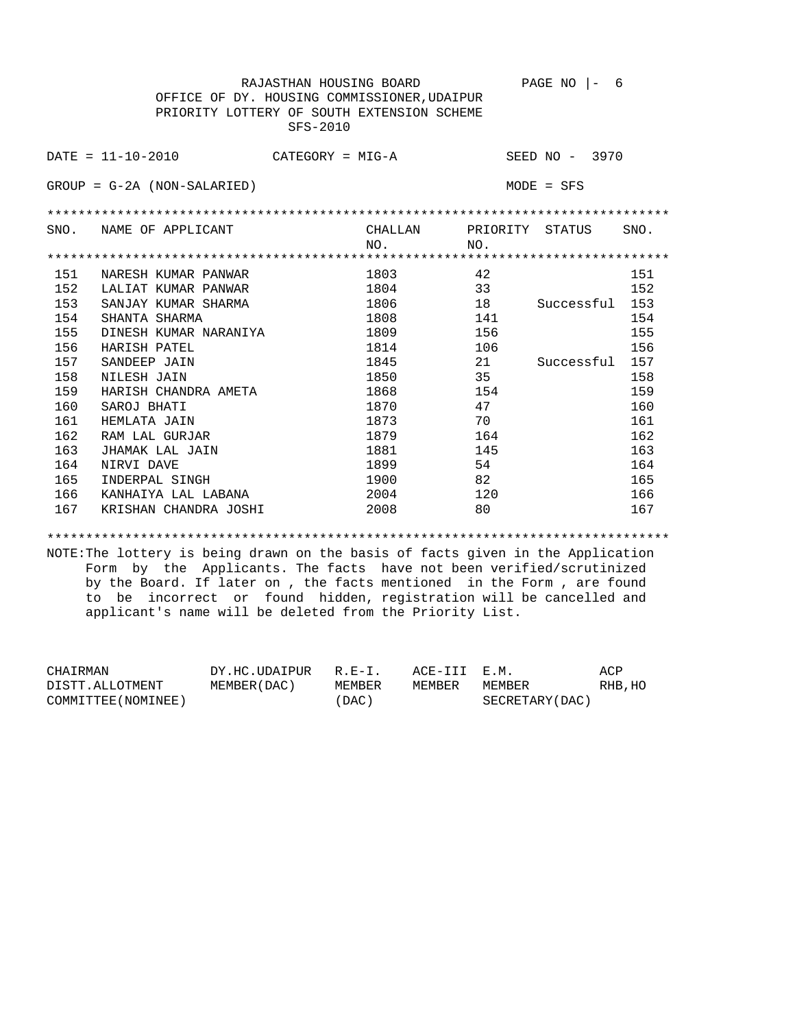RAJASTHAN HOUSING BOARD PAGE NO |- 6

OFFICE OF DY. HOUSING COMMISSIONER,UDAIPUR

PRIORITY LOTTERY OF SOUTH EXTENSION SCHEME

SFS-2010

DATE = 11-10-2010 CATEGORY = MIG-A SEED NO - 3970

GROUP = G-2A (NON-SALARIED) MODE = SFS

| SNO. | NAME OF APPLICANT | CHALLAN NO. | PRIORITY NO. | STATUS | SNO. |
|---|---|---|---|---|---|
| 151 | NARESH KUMAR PANWAR | 1803 | 42 | | 151 |
| 152 | LALIAT KUMAR PANWAR | 1804 | 33 | | 152 |
| 153 | SANJAY KUMAR SHARMA | 1806 | 18 | Successful | 153 |
| 154 | SHANTA SHARMA | 1808 | 141 | | 154 |
| 155 | DINESH KUMAR NARANIYA | 1809 | 156 | | 155 |
| 156 | HARISH PATEL | 1814 | 106 | | 156 |
| 157 | SANDEEP JAIN | 1845 | 21 | Successful | 157 |
| 158 | NILESH JAIN | 1850 | 35 | | 158 |
| 159 | HARISH CHANDRA AMETA | 1868 | 154 | | 159 |
| 160 | SAROJ BHATI | 1870 | 47 | | 160 |
| 161 | HEMLATA JAIN | 1873 | 70 | | 161 |
| 162 | RAM LAL GURJAR | 1879 | 164 | | 162 |
| 163 | JHAMAK LAL JAIN | 1881 | 145 | | 163 |
| 164 | NIRVI DAVE | 1899 | 54 | | 164 |
| 165 | INDERPAL SINGH | 1900 | 82 | | 165 |
| 166 | KANHAIYA LAL LABANA | 2004 | 120 | | 166 |
| 167 | KRISHAN CHANDRA JOSHI | 2008 | 80 | | 167 |

NOTE:The lottery is being drawn on the basis of facts given in the Application Form by the Applicants. The facts have not been verified/scrutinized by the Board. If later on , the facts mentioned in the Form , are found to be incorrect or found hidden, registration will be cancelled and applicant's name will be deleted from the Priority List.

| CHAIRMAN DISTT.ALLOTMENT COMMITTEE(NOMINEE) | DY.HC.UDAIPUR MEMBER(DAC) | R.E-I. MEMBER (DAC) | ACE-III MEMBER | E.M. MEMBER SECRETARY(DAC) | ACP RHB,HO |
|---|---|---|---|---|---|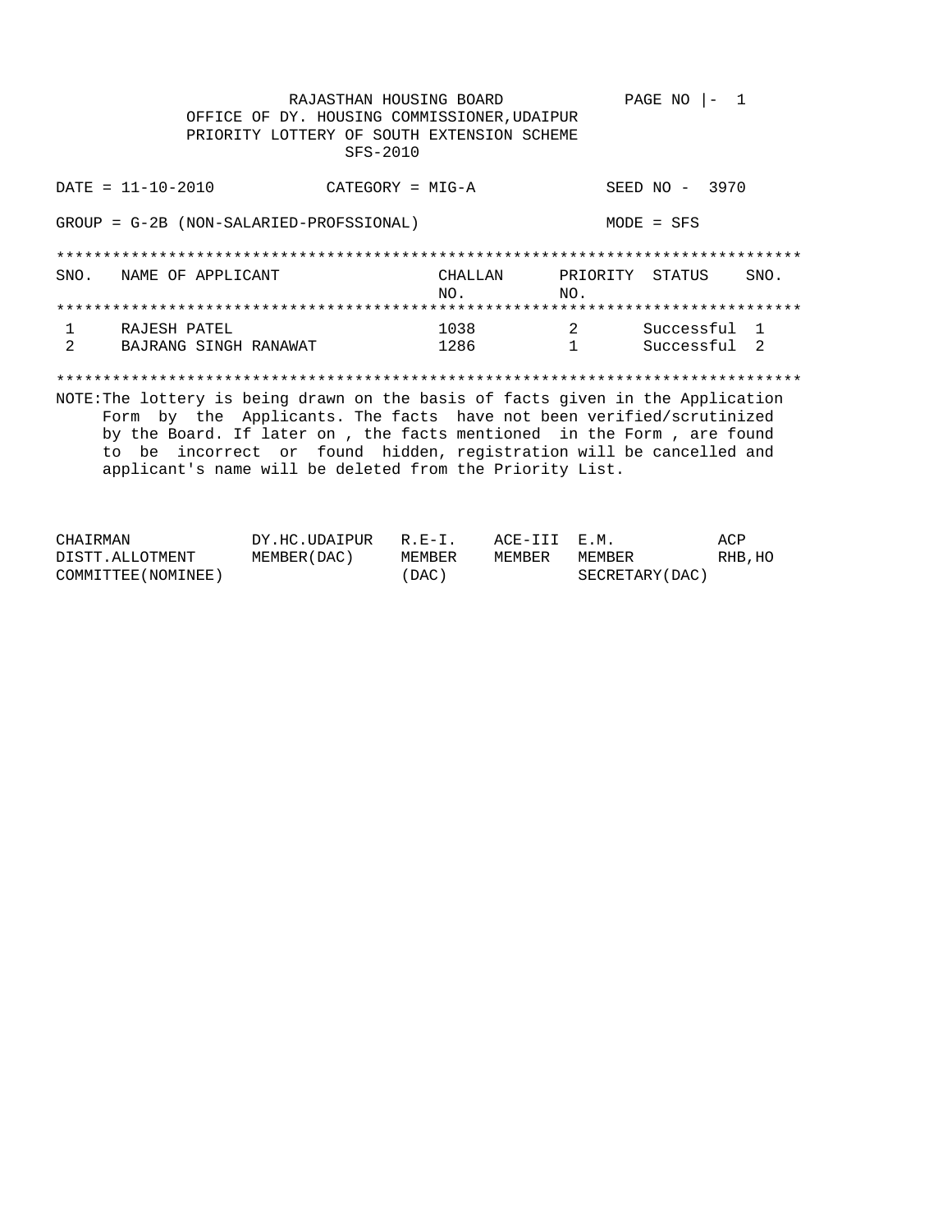RAJASTHAN HOUSING BOARD

OFFICE OF DY. HOUSING COMMISSIONER,UDAIPUR

PRIORITY LOTTERY OF SOUTH EXTENSION SCHEME

SFS-2010

PAGE NO |- 1

DATE = 11-10-2010 CATEGORY = MIG-A SEED NO - 3970

GROUP = G-2B (NON-SALARIED-PROFSSIONAL) MODE = SFS

| SNO. | NAME OF APPLICANT | CHALLAN NO. | PRIORITY NO. | STATUS | SNO. |
|---|---|---|---|---|---|
| 1 | RAJESH PATEL | 1038 | 2 | Successful | 1 |
| 2 | BAJRANG SINGH RANAWAT | 1286 | 1 | Successful | 2 |

NOTE:The lottery is being drawn on the basis of facts given in the Application Form by the Applicants. The facts have not been verified/scrutinized by the Board. If later on , the facts mentioned in the Form , are found to be incorrect or found hidden, registration will be cancelled and applicant's name will be deleted from the Priority List.

| CHAIRMAN DISTT.ALLOTMENT COMMITTEE(NOMINEE) | DY.HC.UDAIPUR MEMBER(DAC) | R.E-I. MEMBER (DAC) | ACE-III MEMBER | E.M. MEMBER SECRETARY(DAC) | ACP RHB,HO |
|---|---|---|---|---|---|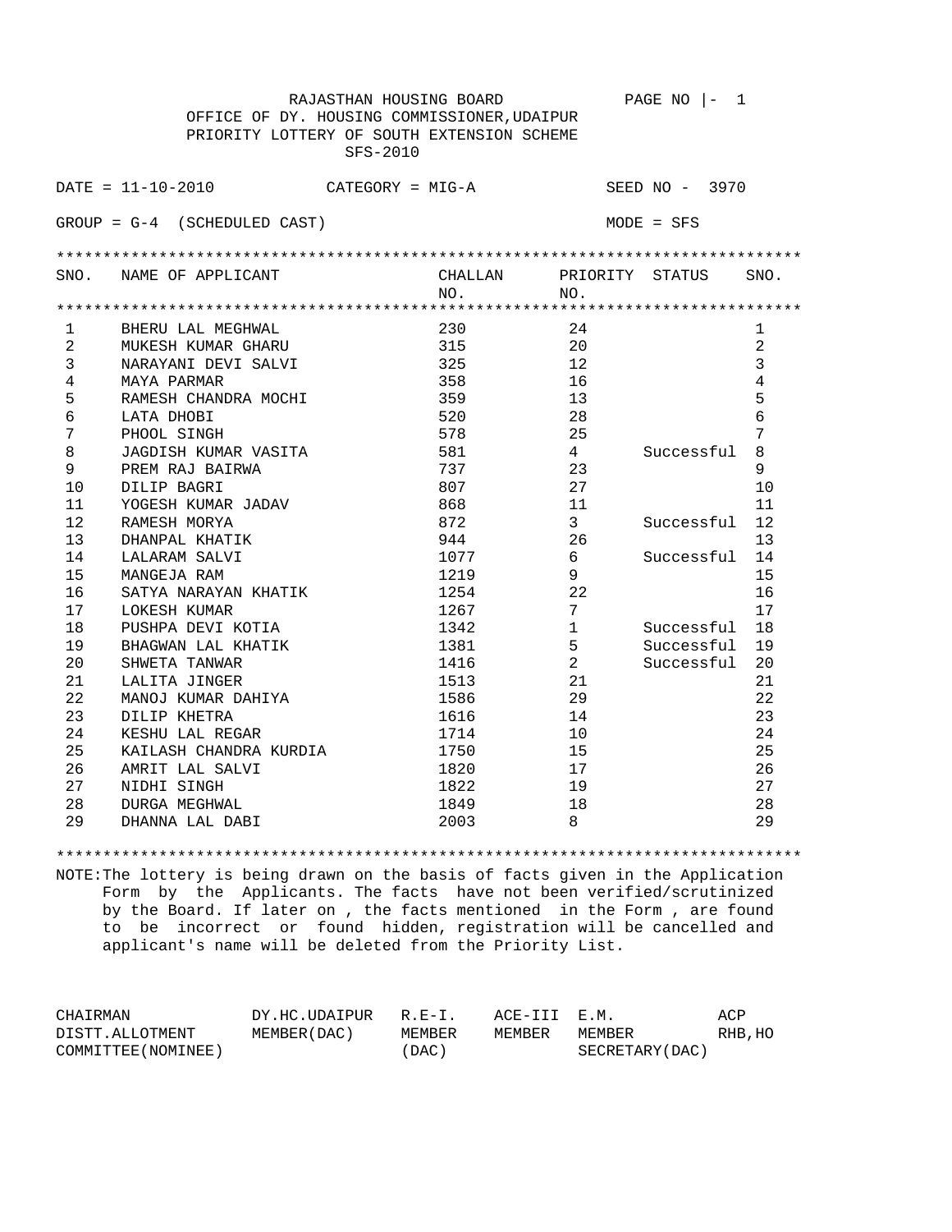RAJASTHAN HOUSING BOARD PAGE NO |- 1

OFFICE OF DY. HOUSING COMMISSIONER,UDAIPUR

PRIORITY LOTTERY OF SOUTH EXTENSION SCHEME

SFS-2010

DATE = 11-10-2010 CATEGORY = MIG-A SEED NO - 3970

GROUP = G-4 (SCHEDULED CAST) MODE = SFS

| SNO. | NAME OF APPLICANT | CHALLAN NO. | PRIORITY NO. | STATUS | SNO. |
|---|---|---|---|---|---|
| 1 | BHERU LAL MEGHWAL | 230 | 24 | | 1 |
| 2 | MUKESH KUMAR GHARU | 315 | 20 | | 2 |
| 3 | NARAYANI DEVI SALVI | 325 | 12 | | 3 |
| 4 | MAYA PARMAR | 358 | 16 | | 4 |
| 5 | RAMESH CHANDRA MOCHI | 359 | 13 | | 5 |
| 6 | LATA DHOBI | 520 | 28 | | 6 |
| 7 | PHOOL SINGH | 578 | 25 | | 7 |
| 8 | JAGDISH KUMAR VASITA | 581 | 4 | Successful | 8 |
| 9 | PREM RAJ BAIRWA | 737 | 23 | | 9 |
| 10 | DILIP BAGRI | 807 | 27 | | 10 |
| 11 | YOGESH KUMAR JADAV | 868 | 11 | | 11 |
| 12 | RAMESH MORYA | 872 | 3 | Successful | 12 |
| 13 | DHANPAL KHATIK | 944 | 26 | | 13 |
| 14 | LALARAM SALVI | 1077 | 6 | Successful | 14 |
| 15 | MANGEJA RAM | 1219 | 9 | | 15 |
| 16 | SATYA NARAYAN KHATIK | 1254 | 22 | | 16 |
| 17 | LOKESH KUMAR | 1267 | 7 | | 17 |
| 18 | PUSHPA DEVI KOTIA | 1342 | 1 | Successful | 18 |
| 19 | BHAGWAN LAL KHATIK | 1381 | 5 | Successful | 19 |
| 20 | SHWETA TANWAR | 1416 | 2 | Successful | 20 |
| 21 | LALITA JINGER | 1513 | 21 | | 21 |
| 22 | MANOJ KUMAR DAHIYA | 1586 | 29 | | 22 |
| 23 | DILIP KHETRA | 1616 | 14 | | 23 |
| 24 | KESHU LAL REGAR | 1714 | 10 | | 24 |
| 25 | KAILASH CHANDRA KURDIA | 1750 | 15 | | 25 |
| 26 | AMRIT LAL SALVI | 1820 | 17 | | 26 |
| 27 | NIDHI SINGH | 1822 | 19 | | 27 |
| 28 | DURGA MEGHWAL | 1849 | 18 | | 28 |
| 29 | DHANNA LAL DABI | 2003 | 8 | | 29 |

NOTE:The lottery is being drawn on the basis of facts given in the Application Form by the Applicants. The facts have not been verified/scrutinized by the Board. If later on , the facts mentioned in the Form , are found to be incorrect or found hidden, registration will be cancelled and applicant's name will be deleted from the Priority List.

| CHAIRMAN DISTT.ALLOTMENT COMMITTEE(NOMINEE) | DY.HC.UDAIPUR MEMBER(DAC) | R.E-I. MEMBER (DAC) | ACE-III MEMBER | E.M. MEMBER SECRETARY(DAC) | ACP RHB,HO |
|---|---|---|---|---|---|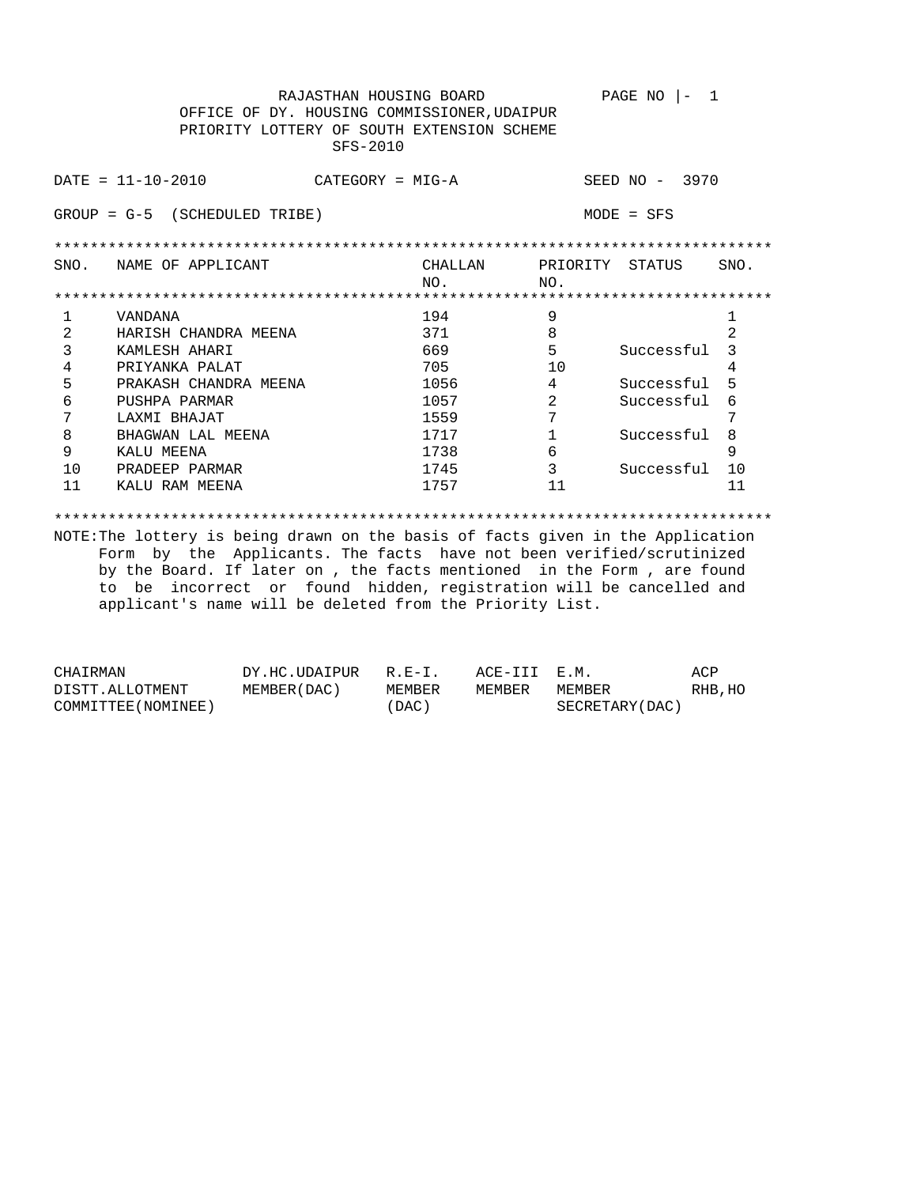RAJASTHAN HOUSING BOARD PAGE NO |- 1

OFFICE OF DY. HOUSING COMMISSIONER,UDAIPUR

PRIORITY LOTTERY OF SOUTH EXTENSION SCHEME

SFS-2010

DATE = 11-10-2010 CATEGORY = MIG-A SEED NO - 3970

GROUP = G-5 (SCHEDULED TRIBE) MODE = SFS

| SNO. | NAME OF APPLICANT | CHALLAN NO. | PRIORITY NO. | STATUS | SNO. |
|---|---|---|---|---|---|
| 1 | VANDANA | 194 | 9 | | 1 |
| 2 | HARISH CHANDRA MEENA | 371 | 8 | | 2 |
| 3 | KAMLESH AHARI | 669 | 5 | Successful | 3 |
| 4 | PRIYANKA PALAT | 705 | 10 | | 4 |
| 5 | PRAKASH CHANDRA MEENA | 1056 | 4 | Successful | 5 |
| 6 | PUSHPA PARMAR | 1057 | 2 | Successful | 6 |
| 7 | LAXMI BHAJAT | 1559 | 7 | | 7 |
| 8 | BHAGWAN LAL MEENA | 1717 | 1 | Successful | 8 |
| 9 | KALU MEENA | 1738 | 6 | | 9 |
| 10 | PRADEEP PARMAR | 1745 | 3 | Successful | 10 |
| 11 | KALU RAM MEENA | 1757 | 11 | | 11 |

NOTE:The lottery is being drawn on the basis of facts given in the Application Form by the Applicants. The facts have not been verified/scrutinized by the Board. If later on , the facts mentioned in the Form , are found to be incorrect or found hidden, registration will be cancelled and applicant's name will be deleted from the Priority List.

| CHAIRMAN DISTT.ALLOTMENT COMMITTEE(NOMINEE) | DY.HC.UDAIPUR MEMBER(DAC) | R.E-I. MEMBER (DAC) | ACE-III MEMBER | E.M. MEMBER SECRETARY(DAC) | ACP RHB,HO |
|---|---|---|---|---|---|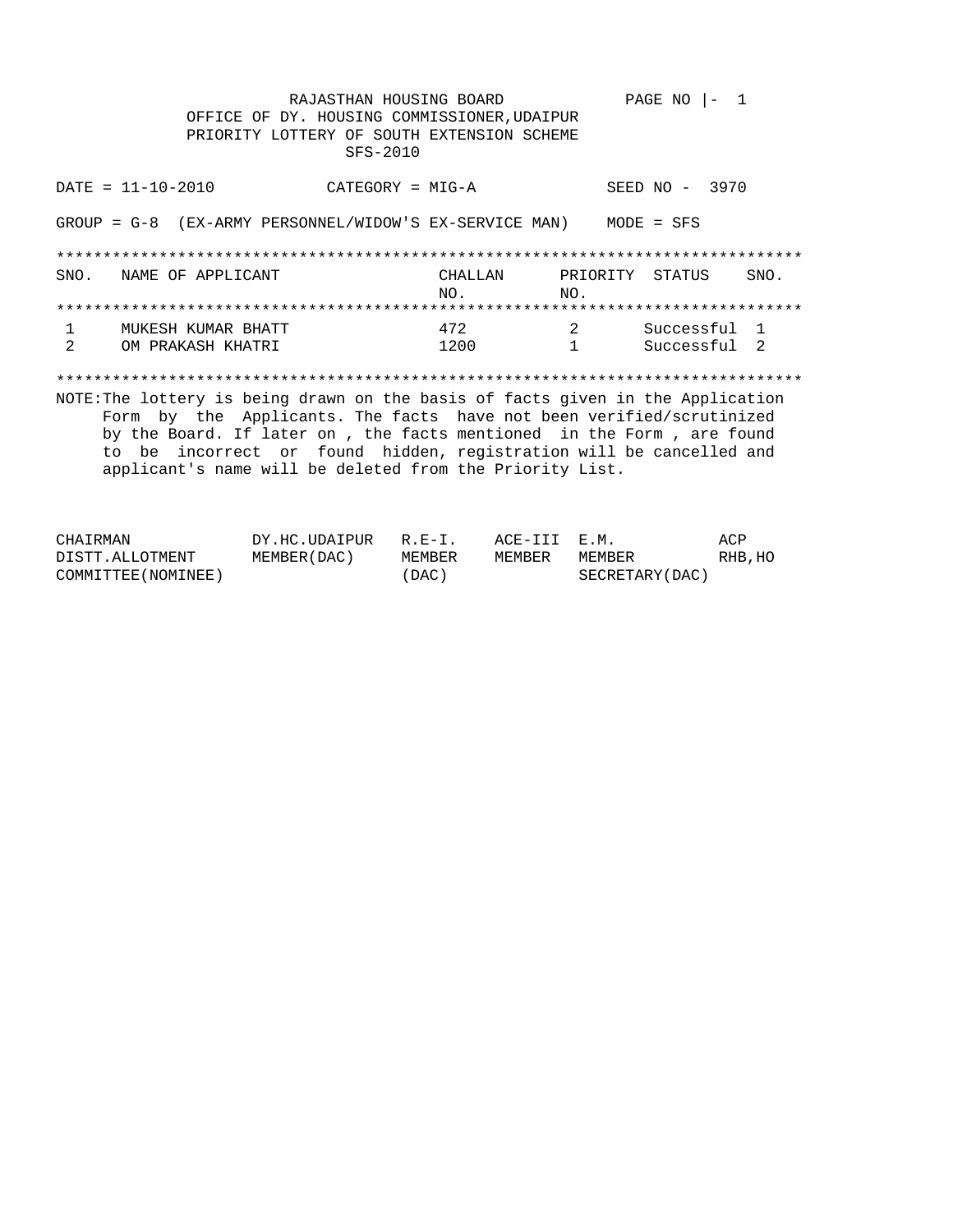RAJASTHAN HOUSING BOARD

OFFICE OF DY. HOUSING COMMISSIONER,UDAIPUR

PRIORITY LOTTERY OF SOUTH EXTENSION SCHEME

SFS-2010

PAGE NO |- 1

DATE = 11-10-2010 CATEGORY = MIG-A SEED NO - 3970

GROUP = G-8 (EX-ARMY PERSONNEL/WIDOW'S EX-SERVICE MAN) MODE = SFS

| SNO. | NAME OF APPLICANT | CHALLAN NO. | PRIORITY NO. | STATUS | SNO. |
|---|---|---|---|---|---|
| 1 | MUKESH KUMAR BHATT | 472 | 2 | Successful | 1 |
| 2 | OM PRAKASH KHATRI | 1200 | 1 | Successful | 2 |

NOTE:The lottery is being drawn on the basis of facts given in the Application Form by the Applicants. The facts have not been verified/scrutinized by the Board. If later on , the facts mentioned in the Form , are found to be incorrect or found hidden, registration will be cancelled and applicant's name will be deleted from the Priority List.

| CHAIRMAN DISTT.ALLOTMENT COMMITTEE(NOMINEE) | DY.HC.UDAIPUR MEMBER(DAC) | R.E-I. MEMBER (DAC) | ACE-III MEMBER | E.M. MEMBER SECRETARY(DAC) | ACP RHB,HO |
|---|---|---|---|---|---|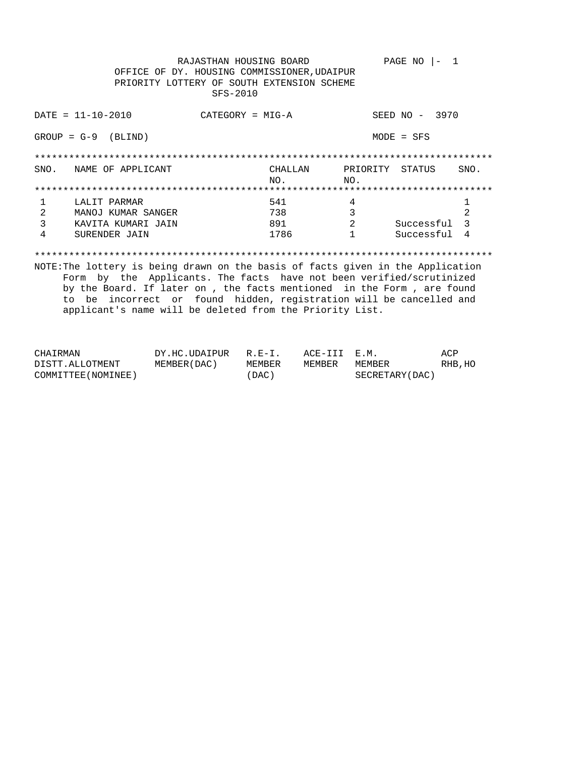RAJASTHAN HOUSING BOARD

OFFICE OF DY. HOUSING COMMISSIONER,UDAIPUR

PRIORITY LOTTERY OF SOUTH EXTENSION SCHEME

SFS-2010

PAGE NO |- 1

DATE = 11-10-2010 CATEGORY = MIG-A SEED NO - 3970

GROUP = G-9 (BLIND) MODE = SFS

| SNO. | NAME OF APPLICANT | CHALLAN NO. | PRIORITY NO. | STATUS | SNO. |
|---|---|---|---|---|---|
| 1 | LALIT PARMAR | 541 | 4 | | 1 |
| 2 | MANOJ KUMAR SANGER | 738 | 3 | | 2 |
| 3 | KAVITA KUMARI JAIN | 891 | 2 | Successful | 3 |
| 4 | SURENDER JAIN | 1786 | 1 | Successful | 4 |

NOTE:The lottery is being drawn on the basis of facts given in the Application Form by the Applicants. The facts have not been verified/scrutinized by the Board. If later on , the facts mentioned in the Form , are found to be incorrect or found hidden, registration will be cancelled and applicant's name will be deleted from the Priority List.

| | | | | | |
|---|---|---|---|---|---|
| CHAIRMAN DISTT.ALLOTMENT COMMITTEE(NOMINEE) | DY.HC.UDAIPUR MEMBER(DAC) | R.E-I. MEMBER (DAC) | ACE-III MEMBER | E.M. MEMBER SECRETARY(DAC) | ACP RHB,HO |